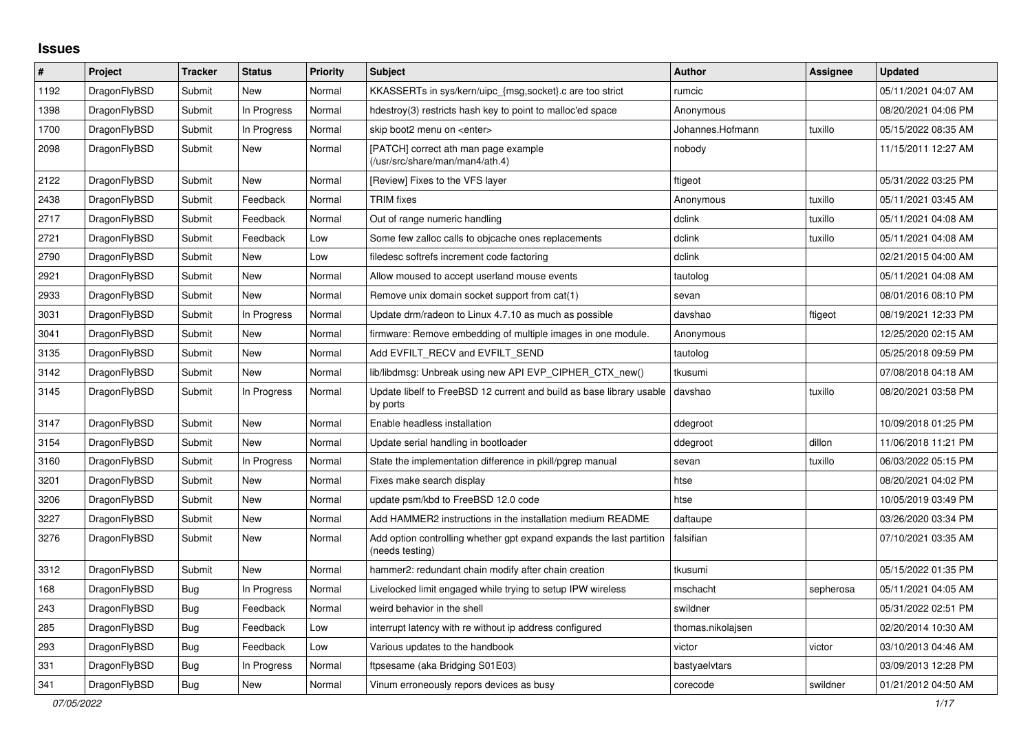## Issues

| # | Project | Tracker | Status | Priority | Subject | Author | Assignee | Updated |
|---|---|---|---|---|---|---|---|---|
| 1192 | DragonFlyBSD | Submit | New | Normal | KKASSERTs in sys/kern/uipc_{msg,socket}.c are too strict | rumcic | | 05/11/2021 04:07 AM |
| 1398 | DragonFlyBSD | Submit | In Progress | Normal | hdestroy(3) restricts hash key to point to malloc'ed space | Anonymous | | 08/20/2021 04:06 PM |
| 1700 | DragonFlyBSD | Submit | In Progress | Normal | skip boot2 menu on <enter> | Johannes.Hofmann | tuxillo | 05/15/2022 08:35 AM |
| 2098 | DragonFlyBSD | Submit | New | Normal | [PATCH] correct ath man page example (/usr/src/share/man/man4/ath.4) | nobody | | 11/15/2011 12:27 AM |
| 2122 | DragonFlyBSD | Submit | New | Normal | [Review] Fixes to the VFS layer | ftigeot | | 05/31/2022 03:25 PM |
| 2438 | DragonFlyBSD | Submit | Feedback | Normal | TRIM fixes | Anonymous | tuxillo | 05/11/2021 03:45 AM |
| 2717 | DragonFlyBSD | Submit | Feedback | Normal | Out of range numeric handling | dclink | tuxillo | 05/11/2021 04:08 AM |
| 2721 | DragonFlyBSD | Submit | Feedback | Low | Some few zalloc calls to objcache ones replacements | dclink | tuxillo | 05/11/2021 04:08 AM |
| 2790 | DragonFlyBSD | Submit | New | Low | filedesc softrefs increment code factoring | dclink | | 02/21/2015 04:00 AM |
| 2921 | DragonFlyBSD | Submit | New | Normal | Allow moused to accept userland mouse events | tautolog | | 05/11/2021 04:08 AM |
| 2933 | DragonFlyBSD | Submit | New | Normal | Remove unix domain socket support from cat(1) | sevan | | 08/01/2016 08:10 PM |
| 3031 | DragonFlyBSD | Submit | In Progress | Normal | Update drm/radeon to Linux 4.7.10 as much as possible | davshao | ftigeot | 08/19/2021 12:33 PM |
| 3041 | DragonFlyBSD | Submit | New | Normal | firmware: Remove embedding of multiple images in one module. | Anonymous | | 12/25/2020 02:15 AM |
| 3135 | DragonFlyBSD | Submit | New | Normal | Add EVFILT_RECV and EVFILT_SEND | tautolog | | 05/25/2018 09:59 PM |
| 3142 | DragonFlyBSD | Submit | New | Normal | lib/libdmsg: Unbreak using new API EVP_CIPHER_CTX_new() | tkusumi | | 07/08/2018 04:18 AM |
| 3145 | DragonFlyBSD | Submit | In Progress | Normal | Update libelf to FreeBSD 12 current and build as base library usable by ports | davshao | tuxillo | 08/20/2021 03:58 PM |
| 3147 | DragonFlyBSD | Submit | New | Normal | Enable headless installation | ddegroot | | 10/09/2018 01:25 PM |
| 3154 | DragonFlyBSD | Submit | New | Normal | Update serial handling in bootloader | ddegroot | dillon | 11/06/2018 11:21 PM |
| 3160 | DragonFlyBSD | Submit | In Progress | Normal | State the implementation difference in pkill/pgrep manual | sevan | tuxillo | 06/03/2022 05:15 PM |
| 3201 | DragonFlyBSD | Submit | New | Normal | Fixes make search display | htse | | 08/20/2021 04:02 PM |
| 3206 | DragonFlyBSD | Submit | New | Normal | update psm/kbd to FreeBSD 12.0 code | htse | | 10/05/2019 03:49 PM |
| 3227 | DragonFlyBSD | Submit | New | Normal | Add HAMMER2 instructions in the installation medium README | daftaupe | | 03/26/2020 03:34 PM |
| 3276 | DragonFlyBSD | Submit | New | Normal | Add option controlling whether gpt expand expands the last partition (needs testing) | falsifian | | 07/10/2021 03:35 AM |
| 3312 | DragonFlyBSD | Submit | New | Normal | hammer2: redundant chain modify after chain creation | tkusumi | | 05/15/2022 01:35 PM |
| 168 | DragonFlyBSD | Bug | In Progress | Normal | Livelocked limit engaged while trying to setup IPW wireless | mschacht | sepherosa | 05/11/2021 04:05 AM |
| 243 | DragonFlyBSD | Bug | Feedback | Normal | weird behavior in the shell | swildner | | 05/31/2022 02:51 PM |
| 285 | DragonFlyBSD | Bug | Feedback | Low | interrupt latency with re without ip address configured | thomas.nikolajsen | | 02/20/2014 10:30 AM |
| 293 | DragonFlyBSD | Bug | Feedback | Low | Various updates to the handbook | victor | victor | 03/10/2013 04:46 AM |
| 331 | DragonFlyBSD | Bug | In Progress | Normal | ftpsesame (aka Bridging S01E03) | bastyaelvtars | | 03/09/2013 12:28 PM |
| 341 | DragonFlyBSD | Bug | New | Normal | Vinum erroneously repors devices as busy | corecode | swildner | 01/21/2012 04:50 AM |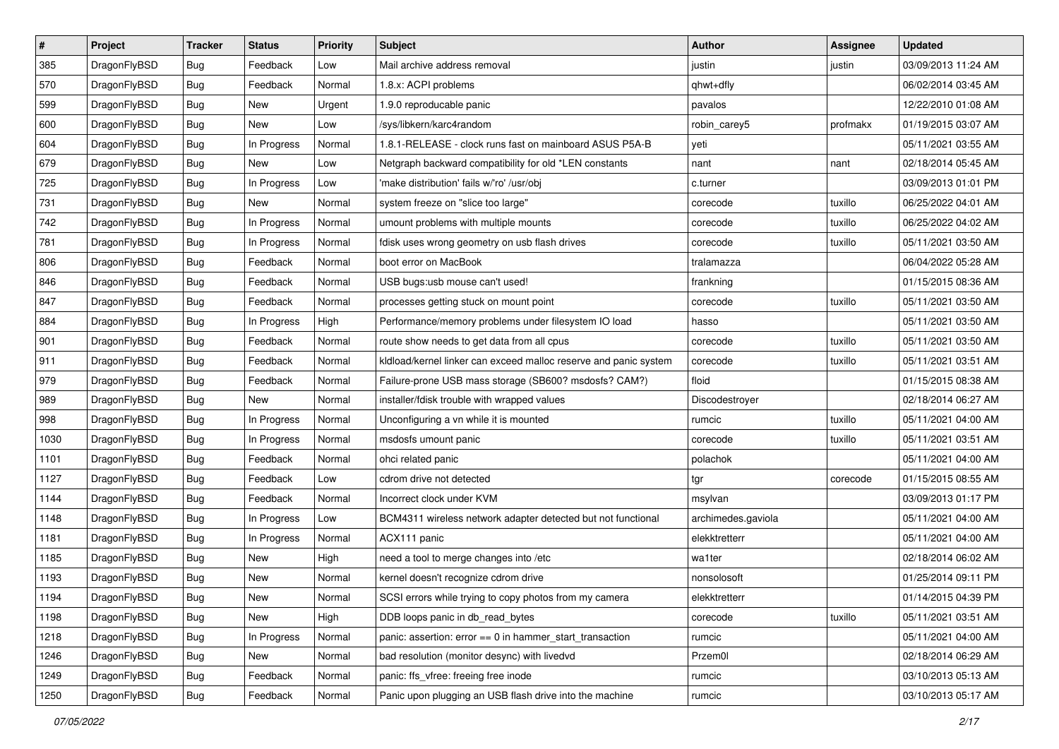| # | Project | Tracker | Status | Priority | Subject | Author | Assignee | Updated |
|---|---|---|---|---|---|---|---|---|
| 385 | DragonFlyBSD | Bug | Feedback | Low | Mail archive address removal | justin | justin | 03/09/2013 11:24 AM |
| 570 | DragonFlyBSD | Bug | Feedback | Normal | 1.8.x: ACPI problems | qhwt+dfly | | 06/02/2014 03:45 AM |
| 599 | DragonFlyBSD | Bug | New | Urgent | 1.9.0 reproducable panic | pavalos | | 12/22/2010 01:08 AM |
| 600 | DragonFlyBSD | Bug | New | Low | /sys/libkern/karc4random | robin_carey5 | profmakx | 01/19/2015 03:07 AM |
| 604 | DragonFlyBSD | Bug | In Progress | Normal | 1.8.1-RELEASE - clock runs fast on mainboard ASUS P5A-B | yeti | | 05/11/2021 03:55 AM |
| 679 | DragonFlyBSD | Bug | New | Low | Netgraph backward compatibility for old *LEN constants | nant | nant | 02/18/2014 05:45 AM |
| 725 | DragonFlyBSD | Bug | In Progress | Low | 'make distribution' fails w/'ro' /usr/obj | c.turner | | 03/09/2013 01:01 PM |
| 731 | DragonFlyBSD | Bug | New | Normal | system freeze on "slice too large" | corecode | tuxillo | 06/25/2022 04:01 AM |
| 742 | DragonFlyBSD | Bug | In Progress | Normal | umount problems with multiple mounts | corecode | tuxillo | 06/25/2022 04:02 AM |
| 781 | DragonFlyBSD | Bug | In Progress | Normal | fdisk uses wrong geometry on usb flash drives | corecode | tuxillo | 05/11/2021 03:50 AM |
| 806 | DragonFlyBSD | Bug | Feedback | Normal | boot error on MacBook | tralamazza | | 06/04/2022 05:28 AM |
| 846 | DragonFlyBSD | Bug | Feedback | Normal | USB bugs:usb mouse can't used! | frankning | | 01/15/2015 08:36 AM |
| 847 | DragonFlyBSD | Bug | Feedback | Normal | processes getting stuck on mount point | corecode | tuxillo | 05/11/2021 03:50 AM |
| 884 | DragonFlyBSD | Bug | In Progress | High | Performance/memory problems under filesystem IO load | hasso | | 05/11/2021 03:50 AM |
| 901 | DragonFlyBSD | Bug | Feedback | Normal | route show needs to get data from all cpus | corecode | tuxillo | 05/11/2021 03:50 AM |
| 911 | DragonFlyBSD | Bug | Feedback | Normal | kldload/kernel linker can exceed malloc reserve and panic system | corecode | tuxillo | 05/11/2021 03:51 AM |
| 979 | DragonFlyBSD | Bug | Feedback | Normal | Failure-prone USB mass storage (SB600? msdosfs? CAM?) | floid | | 01/15/2015 08:38 AM |
| 989 | DragonFlyBSD | Bug | New | Normal | installer/fdisk trouble with wrapped values | Discodestroyer | | 02/18/2014 06:27 AM |
| 998 | DragonFlyBSD | Bug | In Progress | Normal | Unconfiguring a vn while it is mounted | rumcic | tuxillo | 05/11/2021 04:00 AM |
| 1030 | DragonFlyBSD | Bug | In Progress | Normal | msdosfs umount panic | corecode | tuxillo | 05/11/2021 03:51 AM |
| 1101 | DragonFlyBSD | Bug | Feedback | Normal | ohci related panic | polachok | | 05/11/2021 04:00 AM |
| 1127 | DragonFlyBSD | Bug | Feedback | Low | cdrom drive not detected | tgr | corecode | 01/15/2015 08:55 AM |
| 1144 | DragonFlyBSD | Bug | Feedback | Normal | Incorrect clock under KVM | msylvan | | 03/09/2013 01:17 PM |
| 1148 | DragonFlyBSD | Bug | In Progress | Low | BCM4311 wireless network adapter detected but not functional | archimedes.gaviola | | 05/11/2021 04:00 AM |
| 1181 | DragonFlyBSD | Bug | In Progress | Normal | ACX111 panic | elekktretterr | | 05/11/2021 04:00 AM |
| 1185 | DragonFlyBSD | Bug | New | High | need a tool to merge changes into /etc | wa1ter | | 02/18/2014 06:02 AM |
| 1193 | DragonFlyBSD | Bug | New | Normal | kernel doesn't recognize cdrom drive | nonsolosoft | | 01/25/2014 09:11 PM |
| 1194 | DragonFlyBSD | Bug | New | Normal | SCSI errors while trying to copy photos from my camera | elekktretterr | | 01/14/2015 04:39 PM |
| 1198 | DragonFlyBSD | Bug | New | High | DDB loops panic in db_read_bytes | corecode | tuxillo | 05/11/2021 03:51 AM |
| 1218 | DragonFlyBSD | Bug | In Progress | Normal | panic: assertion: error == 0 in hammer_start_transaction | rumcic | | 05/11/2021 04:00 AM |
| 1246 | DragonFlyBSD | Bug | New | Normal | bad resolution (monitor desync) with livedvd | Przem0l | | 02/18/2014 06:29 AM |
| 1249 | DragonFlyBSD | Bug | Feedback | Normal | panic: ffs_vfree: freeing free inode | rumcic | | 03/10/2013 05:13 AM |
| 1250 | DragonFlyBSD | Bug | Feedback | Normal | Panic upon plugging an USB flash drive into the machine | rumcic | | 03/10/2013 05:17 AM |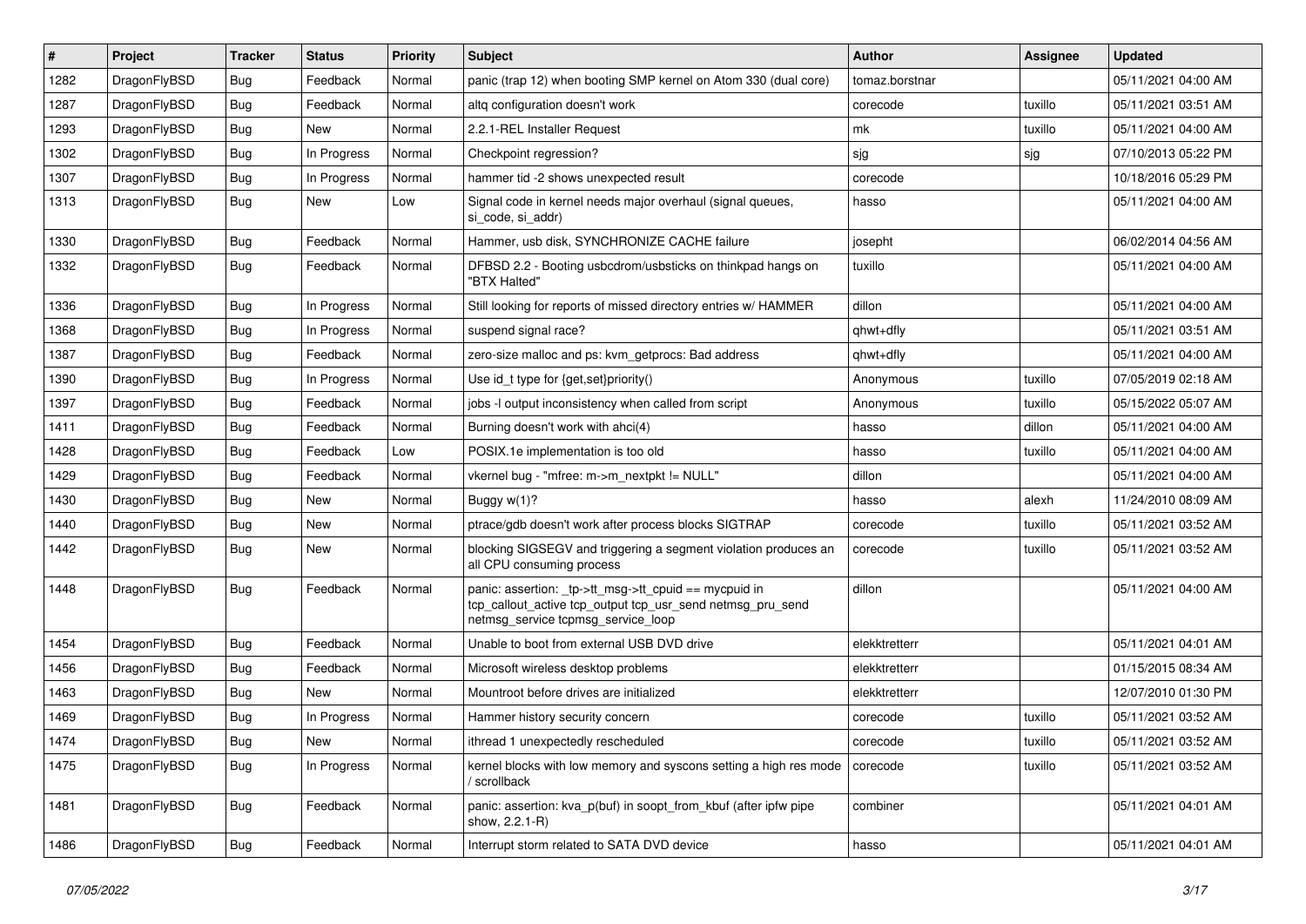| # | Project | Tracker | Status | Priority | Subject | Author | Assignee | Updated |
|---|---|---|---|---|---|---|---|---|
| 1282 | DragonFlyBSD | Bug | Feedback | Normal | panic (trap 12) when booting SMP kernel on Atom 330 (dual core) | tomaz.borstnar | | 05/11/2021 04:00 AM |
| 1287 | DragonFlyBSD | Bug | Feedback | Normal | altq configuration doesn't work | corecode | tuxillo | 05/11/2021 03:51 AM |
| 1293 | DragonFlyBSD | Bug | New | Normal | 2.2.1-REL Installer Request | mk | tuxillo | 05/11/2021 04:00 AM |
| 1302 | DragonFlyBSD | Bug | In Progress | Normal | Checkpoint regression? | sjg | sjg | 07/10/2013 05:22 PM |
| 1307 | DragonFlyBSD | Bug | In Progress | Normal | hammer tid -2 shows unexpected result | corecode | | 10/18/2016 05:29 PM |
| 1313 | DragonFlyBSD | Bug | New | Low | Signal code in kernel needs major overhaul (signal queues, si_code, si_addr) | hasso | | 05/11/2021 04:00 AM |
| 1330 | DragonFlyBSD | Bug | Feedback | Normal | Hammer, usb disk, SYNCHRONIZE CACHE failure | josepht | | 06/02/2014 04:56 AM |
| 1332 | DragonFlyBSD | Bug | Feedback | Normal | DFBSD 2.2 - Booting usbcdrom/usbsticks on thinkpad hangs on "BTX Halted" | tuxillo | | 05/11/2021 04:00 AM |
| 1336 | DragonFlyBSD | Bug | In Progress | Normal | Still looking for reports of missed directory entries w/ HAMMER | dillon | | 05/11/2021 04:00 AM |
| 1368 | DragonFlyBSD | Bug | In Progress | Normal | suspend signal race? | qhwt+dfly | | 05/11/2021 03:51 AM |
| 1387 | DragonFlyBSD | Bug | Feedback | Normal | zero-size malloc and ps: kvm_getprocs: Bad address | qhwt+dfly | | 05/11/2021 04:00 AM |
| 1390 | DragonFlyBSD | Bug | In Progress | Normal | Use id_t type for {get,set}priority() | Anonymous | tuxillo | 07/05/2019 02:18 AM |
| 1397 | DragonFlyBSD | Bug | Feedback | Normal | jobs -l output inconsistency when called from script | Anonymous | tuxillo | 05/15/2022 05:07 AM |
| 1411 | DragonFlyBSD | Bug | Feedback | Normal | Burning doesn't work with ahci(4) | hasso | dillon | 05/11/2021 04:00 AM |
| 1428 | DragonFlyBSD | Bug | Feedback | Low | POSIX.1e implementation is too old | hasso | tuxillo | 05/11/2021 04:00 AM |
| 1429 | DragonFlyBSD | Bug | Feedback | Normal | vkernel bug - "mfree: m->m_nextpkt != NULL" | dillon | | 05/11/2021 04:00 AM |
| 1430 | DragonFlyBSD | Bug | New | Normal | Buggy w(1)? | hasso | alexh | 11/24/2010 08:09 AM |
| 1440 | DragonFlyBSD | Bug | New | Normal | ptrace/gdb doesn't work after process blocks SIGTRAP | corecode | tuxillo | 05/11/2021 03:52 AM |
| 1442 | DragonFlyBSD | Bug | New | Normal | blocking SIGSEGV and triggering a segment violation produces an all CPU consuming process | corecode | tuxillo | 05/11/2021 03:52 AM |
| 1448 | DragonFlyBSD | Bug | Feedback | Normal | panic: assertion: _tp->tt_msg->tt_cpuid == mycpuid in tcp_callout_active tcp_output tcp_usr_send netmsg_pru_send netmsg_service tcpmsg_service_loop | dillon | | 05/11/2021 04:00 AM |
| 1454 | DragonFlyBSD | Bug | Feedback | Normal | Unable to boot from external USB DVD drive | elekktretterr | | 05/11/2021 04:01 AM |
| 1456 | DragonFlyBSD | Bug | Feedback | Normal | Microsoft wireless desktop problems | elekktretterr | | 01/15/2015 08:34 AM |
| 1463 | DragonFlyBSD | Bug | New | Normal | Mountroot before drives are initialized | elekktretterr | | 12/07/2010 01:30 PM |
| 1469 | DragonFlyBSD | Bug | In Progress | Normal | Hammer history security concern | corecode | tuxillo | 05/11/2021 03:52 AM |
| 1474 | DragonFlyBSD | Bug | New | Normal | ithread 1 unexpectedly rescheduled | corecode | tuxillo | 05/11/2021 03:52 AM |
| 1475 | DragonFlyBSD | Bug | In Progress | Normal | kernel blocks with low memory and syscons setting a high res mode / scrollback | corecode | tuxillo | 05/11/2021 03:52 AM |
| 1481 | DragonFlyBSD | Bug | Feedback | Normal | panic: assertion: kva_p(buf) in soopt_from_kbuf (after ipfw pipe show, 2.2.1-R) | combiner | | 05/11/2021 04:01 AM |
| 1486 | DragonFlyBSD | Bug | Feedback | Normal | Interrupt storm related to SATA DVD device | hasso | | 05/11/2021 04:01 AM |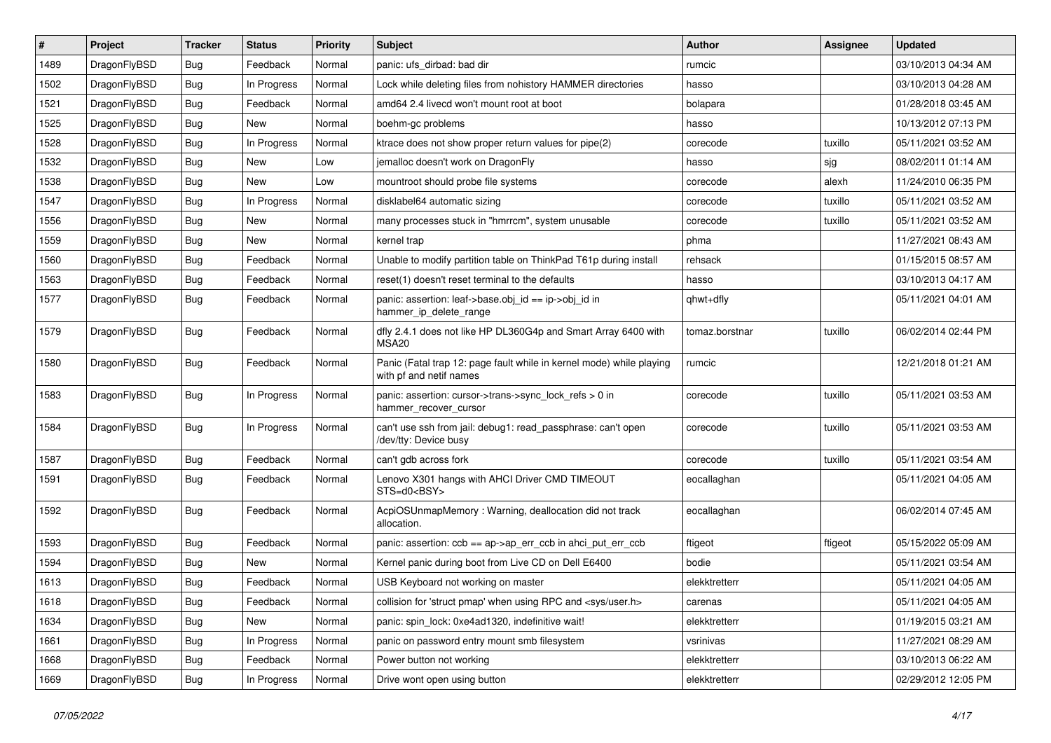| # | Project | Tracker | Status | Priority | Subject | Author | Assignee | Updated |
|---|---|---|---|---|---|---|---|---|
| 1489 | DragonFlyBSD | Bug | Feedback | Normal | panic: ufs_dirbad: bad dir | rumcic | | 03/10/2013 04:34 AM |
| 1502 | DragonFlyBSD | Bug | In Progress | Normal | Lock while deleting files from nohistory HAMMER directories | hasso | | 03/10/2013 04:28 AM |
| 1521 | DragonFlyBSD | Bug | Feedback | Normal | amd64 2.4 livecd won't mount root at boot | bolapara | | 01/28/2018 03:45 AM |
| 1525 | DragonFlyBSD | Bug | New | Normal | boehm-gc problems | hasso | | 10/13/2012 07:13 PM |
| 1528 | DragonFlyBSD | Bug | In Progress | Normal | ktrace does not show proper return values for pipe(2) | corecode | tuxillo | 05/11/2021 03:52 AM |
| 1532 | DragonFlyBSD | Bug | New | Low | jemalloc doesn't work on DragonFly | hasso | sjg | 08/02/2011 01:14 AM |
| 1538 | DragonFlyBSD | Bug | New | Low | mountroot should probe file systems | corecode | alexh | 11/24/2010 06:35 PM |
| 1547 | DragonFlyBSD | Bug | In Progress | Normal | disklabel64 automatic sizing | corecode | tuxillo | 05/11/2021 03:52 AM |
| 1556 | DragonFlyBSD | Bug | New | Normal | many processes stuck in "hmrrcm", system unusable | corecode | tuxillo | 05/11/2021 03:52 AM |
| 1559 | DragonFlyBSD | Bug | New | Normal | kernel trap | phma | | 11/27/2021 08:43 AM |
| 1560 | DragonFlyBSD | Bug | Feedback | Normal | Unable to modify partition table on ThinkPad T61p during install | rehsack | | 01/15/2015 08:57 AM |
| 1563 | DragonFlyBSD | Bug | Feedback | Normal | reset(1) doesn't reset terminal to the defaults | hasso | | 03/10/2013 04:17 AM |
| 1577 | DragonFlyBSD | Bug | Feedback | Normal | panic: assertion: leaf->base.obj_id == ip->obj_id in hammer_ip_delete_range | qhwt+dfly | | 05/11/2021 04:01 AM |
| 1579 | DragonFlyBSD | Bug | Feedback | Normal | dfly 2.4.1 does not like HP DL360G4p and Smart Array 6400 with MSA20 | tomaz.borstnar | tuxillo | 06/02/2014 02:44 PM |
| 1580 | DragonFlyBSD | Bug | Feedback | Normal | Panic (Fatal trap 12: page fault while in kernel mode) while playing with pf and netif names | rumcic | | 12/21/2018 01:21 AM |
| 1583 | DragonFlyBSD | Bug | In Progress | Normal | panic: assertion: cursor->trans->sync_lock_refs > 0 in hammer_recover_cursor | corecode | tuxillo | 05/11/2021 03:53 AM |
| 1584 | DragonFlyBSD | Bug | In Progress | Normal | can't use ssh from jail: debug1: read_passphrase: can't open /dev/tty: Device busy | corecode | tuxillo | 05/11/2021 03:53 AM |
| 1587 | DragonFlyBSD | Bug | Feedback | Normal | can't gdb across fork | corecode | tuxillo | 05/11/2021 03:54 AM |
| 1591 | DragonFlyBSD | Bug | Feedback | Normal | Lenovo X301 hangs with AHCI Driver CMD TIMEOUT STS=d0<BSY> | eocallaghan | | 05/11/2021 04:05 AM |
| 1592 | DragonFlyBSD | Bug | Feedback | Normal | AcpiOSUnmapMemory : Warning, deallocation did not track allocation. | eocallaghan | | 06/02/2014 07:45 AM |
| 1593 | DragonFlyBSD | Bug | Feedback | Normal | panic: assertion: ccb == ap->ap_err_ccb in ahci_put_err_ccb | ftigeot | ftigeot | 05/15/2022 05:09 AM |
| 1594 | DragonFlyBSD | Bug | New | Normal | Kernel panic during boot from Live CD on Dell E6400 | bodie | | 05/11/2021 03:54 AM |
| 1613 | DragonFlyBSD | Bug | Feedback | Normal | USB Keyboard not working on master | elekktretterr | | 05/11/2021 04:05 AM |
| 1618 | DragonFlyBSD | Bug | Feedback | Normal | collision for 'struct pmap' when using RPC and <sys/user.h> | carenas | | 05/11/2021 04:05 AM |
| 1634 | DragonFlyBSD | Bug | New | Normal | panic: spin_lock: 0xe4ad1320, indefinitive wait! | elekktretterr | | 01/19/2015 03:21 AM |
| 1661 | DragonFlyBSD | Bug | In Progress | Normal | panic on password entry mount smb filesystem | vsrinivas | | 11/27/2021 08:29 AM |
| 1668 | DragonFlyBSD | Bug | Feedback | Normal | Power button not working | elekktretterr | | 03/10/2013 06:22 AM |
| 1669 | DragonFlyBSD | Bug | In Progress | Normal | Drive wont open using button | elekktretterr | | 02/29/2012 12:05 PM |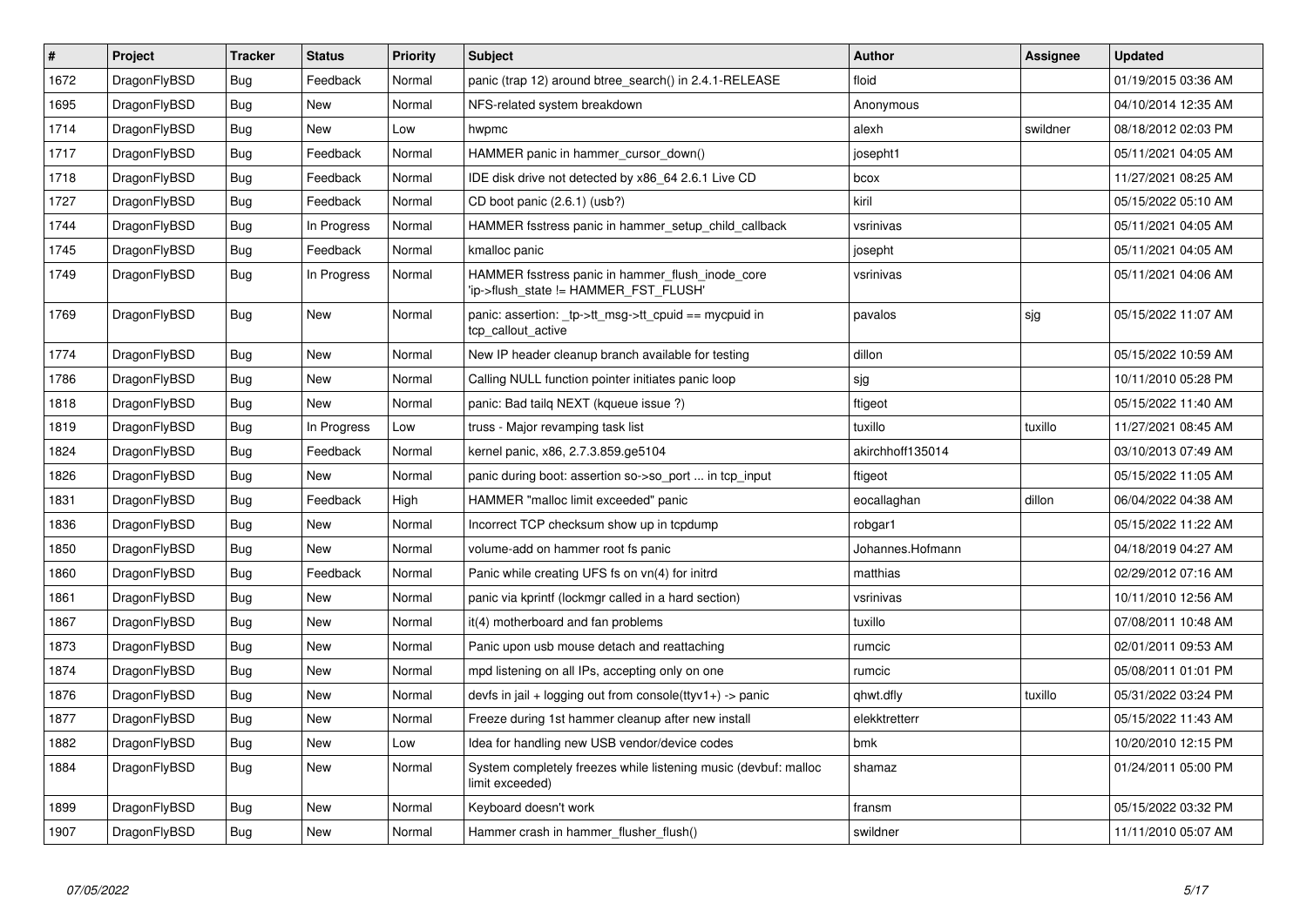| # | Project | Tracker | Status | Priority | Subject | Author | Assignee | Updated |
|---|---|---|---|---|---|---|---|---|
| 1672 | DragonFlyBSD | Bug | Feedback | Normal | panic (trap 12) around btree_search() in 2.4.1-RELEASE | floid | | 01/19/2015 03:36 AM |
| 1695 | DragonFlyBSD | Bug | New | Normal | NFS-related system breakdown | Anonymous | | 04/10/2014 12:35 AM |
| 1714 | DragonFlyBSD | Bug | New | Low | hwpmc | alexh | swildner | 08/18/2012 02:03 PM |
| 1717 | DragonFlyBSD | Bug | Feedback | Normal | HAMMER panic in hammer_cursor_down() | josepht1 | | 05/11/2021 04:05 AM |
| 1718 | DragonFlyBSD | Bug | Feedback | Normal | IDE disk drive not detected by x86_64 2.6.1 Live CD | bcox | | 11/27/2021 08:25 AM |
| 1727 | DragonFlyBSD | Bug | Feedback | Normal | CD boot panic (2.6.1) (usb?) | kiril | | 05/15/2022 05:10 AM |
| 1744 | DragonFlyBSD | Bug | In Progress | Normal | HAMMER fsstress panic in hammer_setup_child_callback | vsrinivas | | 05/11/2021 04:05 AM |
| 1745 | DragonFlyBSD | Bug | Feedback | Normal | kmalloc panic | josepht | | 05/11/2021 04:05 AM |
| 1749 | DragonFlyBSD | Bug | In Progress | Normal | HAMMER fsstress panic in hammer_flush_inode_core 'ip->flush_state != HAMMER_FST_FLUSH' | vsrinivas | | 05/11/2021 04:06 AM |
| 1769 | DragonFlyBSD | Bug | New | Normal | panic: assertion: _tp->tt_msg->tt_cpuid == mycpuid in tcp_callout_active | pavalos | sjg | 05/15/2022 11:07 AM |
| 1774 | DragonFlyBSD | Bug | New | Normal | New IP header cleanup branch available for testing | dillon | | 05/15/2022 10:59 AM |
| 1786 | DragonFlyBSD | Bug | New | Normal | Calling NULL function pointer initiates panic loop | sjg | | 10/11/2010 05:28 PM |
| 1818 | DragonFlyBSD | Bug | New | Normal | panic: Bad tailq NEXT (kqueue issue ?) | ftigeot | | 05/15/2022 11:40 AM |
| 1819 | DragonFlyBSD | Bug | In Progress | Low | truss - Major revamping task list | tuxillo | tuxillo | 11/27/2021 08:45 AM |
| 1824 | DragonFlyBSD | Bug | Feedback | Normal | kernel panic, x86, 2.7.3.859.ge5104 | akirchhoff135014 | | 03/10/2013 07:49 AM |
| 1826 | DragonFlyBSD | Bug | New | Normal | panic during boot: assertion so->so_port ... in tcp_input | ftigeot | | 05/15/2022 11:05 AM |
| 1831 | DragonFlyBSD | Bug | Feedback | High | HAMMER "malloc limit exceeded" panic | eocallaghan | dillon | 06/04/2022 04:38 AM |
| 1836 | DragonFlyBSD | Bug | New | Normal | Incorrect TCP checksum show up in tcpdump | robgar1 | | 05/15/2022 11:22 AM |
| 1850 | DragonFlyBSD | Bug | New | Normal | volume-add on hammer root fs panic | Johannes.Hofmann | | 04/18/2019 04:27 AM |
| 1860 | DragonFlyBSD | Bug | Feedback | Normal | Panic while creating UFS fs on vn(4) for initrd | matthias | | 02/29/2012 07:16 AM |
| 1861 | DragonFlyBSD | Bug | New | Normal | panic via kprintf (lockmgr called in a hard section) | vsrinivas | | 10/11/2010 12:56 AM |
| 1867 | DragonFlyBSD | Bug | New | Normal | it(4) motherboard and fan problems | tuxillo | | 07/08/2011 10:48 AM |
| 1873 | DragonFlyBSD | Bug | New | Normal | Panic upon usb mouse detach and reattaching | rumcic | | 02/01/2011 09:53 AM |
| 1874 | DragonFlyBSD | Bug | New | Normal | mpd listening on all IPs, accepting only on one | rumcic | | 05/08/2011 01:01 PM |
| 1876 | DragonFlyBSD | Bug | New | Normal | devfs in jail + logging out from console(ttyv1+) -> panic | qhwt.dfly | tuxillo | 05/31/2022 03:24 PM |
| 1877 | DragonFlyBSD | Bug | New | Normal | Freeze during 1st hammer cleanup after new install | elekktretterr | | 05/15/2022 11:43 AM |
| 1882 | DragonFlyBSD | Bug | New | Low | Idea for handling new USB vendor/device codes | bmk | | 10/20/2010 12:15 PM |
| 1884 | DragonFlyBSD | Bug | New | Normal | System completely freezes while listening music (devbuf: malloc limit exceeded) | shamaz | | 01/24/2011 05:00 PM |
| 1899 | DragonFlyBSD | Bug | New | Normal | Keyboard doesn't work | fransm | | 05/15/2022 03:32 PM |
| 1907 | DragonFlyBSD | Bug | New | Normal | Hammer crash in hammer_flusher_flush() | swildner | | 11/11/2010 05:07 AM |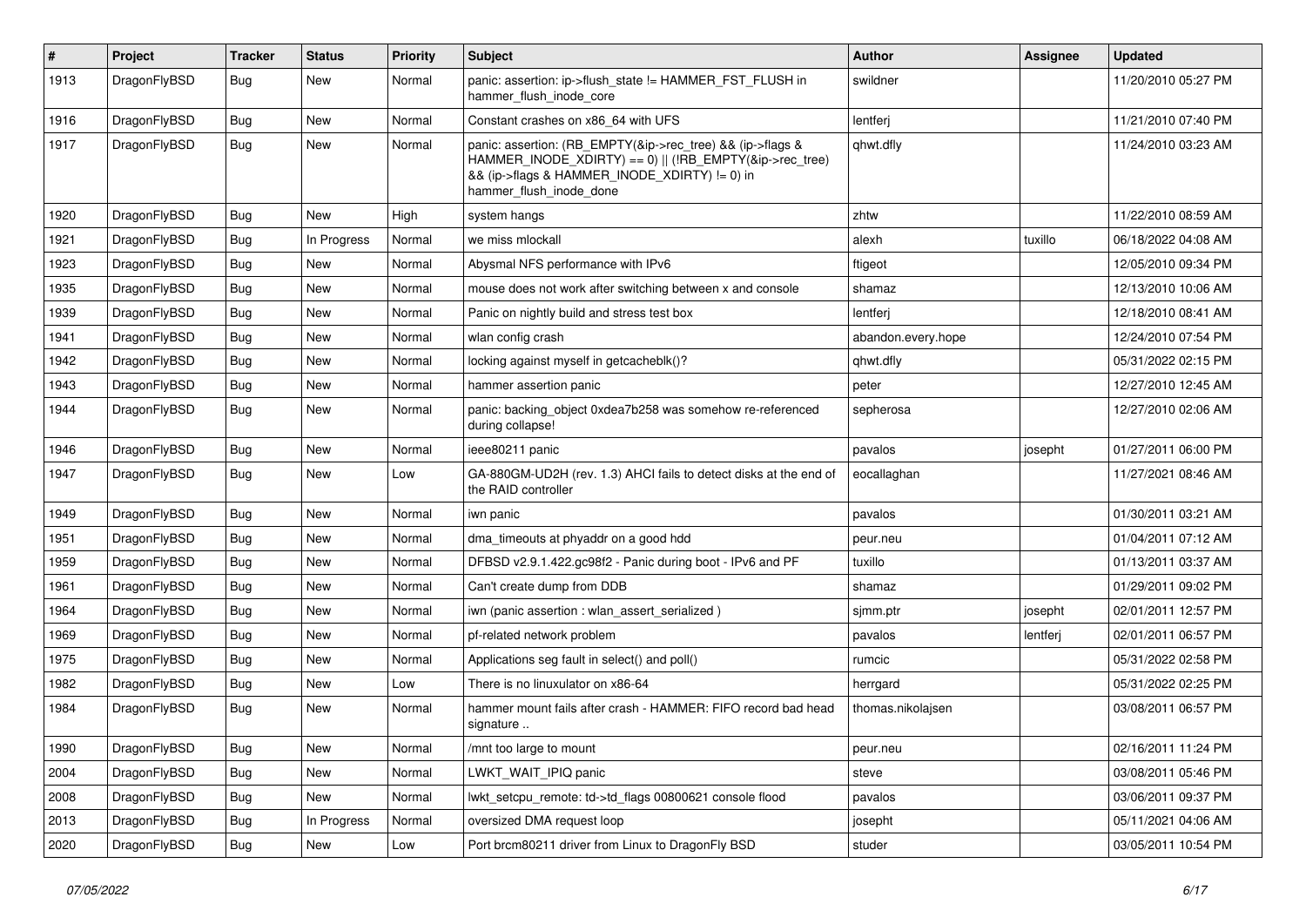| # | Project | Tracker | Status | Priority | Subject | Author | Assignee | Updated |
|---|---|---|---|---|---|---|---|---|
| 1913 | DragonFlyBSD | Bug | New | Normal | panic: assertion: ip->flush_state != HAMMER_FST_FLUSH in hammer_flush_inode_core | swildner | | 11/20/2010 05:27 PM |
| 1916 | DragonFlyBSD | Bug | New | Normal | Constant crashes on x86_64 with UFS | lentferj | | 11/21/2010 07:40 PM |
| 1917 | DragonFlyBSD | Bug | New | Normal | panic: assertion: (RB_EMPTY(&ip->rec_tree) && (ip->flags & HAMMER_INODE_XDIRTY) == 0) \|\| (!RB_EMPTY(&ip->rec_tree) && (ip->flags & HAMMER_INODE_XDIRTY) != 0) in hammer_flush_inode_done | qhwt.dfly | | 11/24/2010 03:23 AM |
| 1920 | DragonFlyBSD | Bug | New | High | system hangs | zhtw | | 11/22/2010 08:59 AM |
| 1921 | DragonFlyBSD | Bug | In Progress | Normal | we miss mlockall | alexh | tuxillo | 06/18/2022 04:08 AM |
| 1923 | DragonFlyBSD | Bug | New | Normal | Abysmal NFS performance with IPv6 | ftigeot | | 12/05/2010 09:34 PM |
| 1935 | DragonFlyBSD | Bug | New | Normal | mouse does not work after switching between x and console | shamaz | | 12/13/2010 10:06 AM |
| 1939 | DragonFlyBSD | Bug | New | Normal | Panic on nightly build and stress test box | lentferj | | 12/18/2010 08:41 AM |
| 1941 | DragonFlyBSD | Bug | New | Normal | wlan config crash | abandon.every.hope | | 12/24/2010 07:54 PM |
| 1942 | DragonFlyBSD | Bug | New | Normal | locking against myself in getcacheblk()? | qhwt.dfly | | 05/31/2022 02:15 PM |
| 1943 | DragonFlyBSD | Bug | New | Normal | hammer assertion panic | peter | | 12/27/2010 12:45 AM |
| 1944 | DragonFlyBSD | Bug | New | Normal | panic: backing_object 0xdea7b258 was somehow re-referenced during collapse! | sepherosa | | 12/27/2010 02:06 AM |
| 1946 | DragonFlyBSD | Bug | New | Normal | ieee80211 panic | pavalos | josepht | 01/27/2011 06:00 PM |
| 1947 | DragonFlyBSD | Bug | New | Low | GA-880GM-UD2H (rev. 1.3) AHCI fails to detect disks at the end of the RAID controller | eocallaghan | | 11/27/2021 08:46 AM |
| 1949 | DragonFlyBSD | Bug | New | Normal | iwn panic | pavalos | | 01/30/2011 03:21 AM |
| 1951 | DragonFlyBSD | Bug | New | Normal | dma_timeouts at phyaddr on a good hdd | peur.neu | | 01/04/2011 07:12 AM |
| 1959 | DragonFlyBSD | Bug | New | Normal | DFBSD v2.9.1.422.gc98f2 - Panic during boot - IPv6 and PF | tuxillo | | 01/13/2011 03:37 AM |
| 1961 | DragonFlyBSD | Bug | New | Normal | Can't create dump from DDB | shamaz | | 01/29/2011 09:02 PM |
| 1964 | DragonFlyBSD | Bug | New | Normal | iwn (panic assertion : wlan_assert_serialized ) | sjmm.ptr | josepht | 02/01/2011 12:57 PM |
| 1969 | DragonFlyBSD | Bug | New | Normal | pf-related network problem | pavalos | lentferj | 02/01/2011 06:57 PM |
| 1975 | DragonFlyBSD | Bug | New | Normal | Applications seg fault in select() and poll() | rumcic | | 05/31/2022 02:58 PM |
| 1982 | DragonFlyBSD | Bug | New | Low | There is no linuxulator on x86-64 | herrgard | | 05/31/2022 02:25 PM |
| 1984 | DragonFlyBSD | Bug | New | Normal | hammer mount fails after crash - HAMMER: FIFO record bad head signature .. | thomas.nikolajsen | | 03/08/2011 06:57 PM |
| 1990 | DragonFlyBSD | Bug | New | Normal | /mnt too large to mount | peur.neu | | 02/16/2011 11:24 PM |
| 2004 | DragonFlyBSD | Bug | New | Normal | LWKT_WAIT_IPIQ panic | steve | | 03/08/2011 05:46 PM |
| 2008 | DragonFlyBSD | Bug | New | Normal | lwkt_setcpu_remote: td->td_flags 00800621 console flood | pavalos | | 03/06/2011 09:37 PM |
| 2013 | DragonFlyBSD | Bug | In Progress | Normal | oversized DMA request loop | josepht | | 05/11/2021 04:06 AM |
| 2020 | DragonFlyBSD | Bug | New | Low | Port brcm80211 driver from Linux to DragonFly BSD | studer | | 03/05/2011 10:54 PM |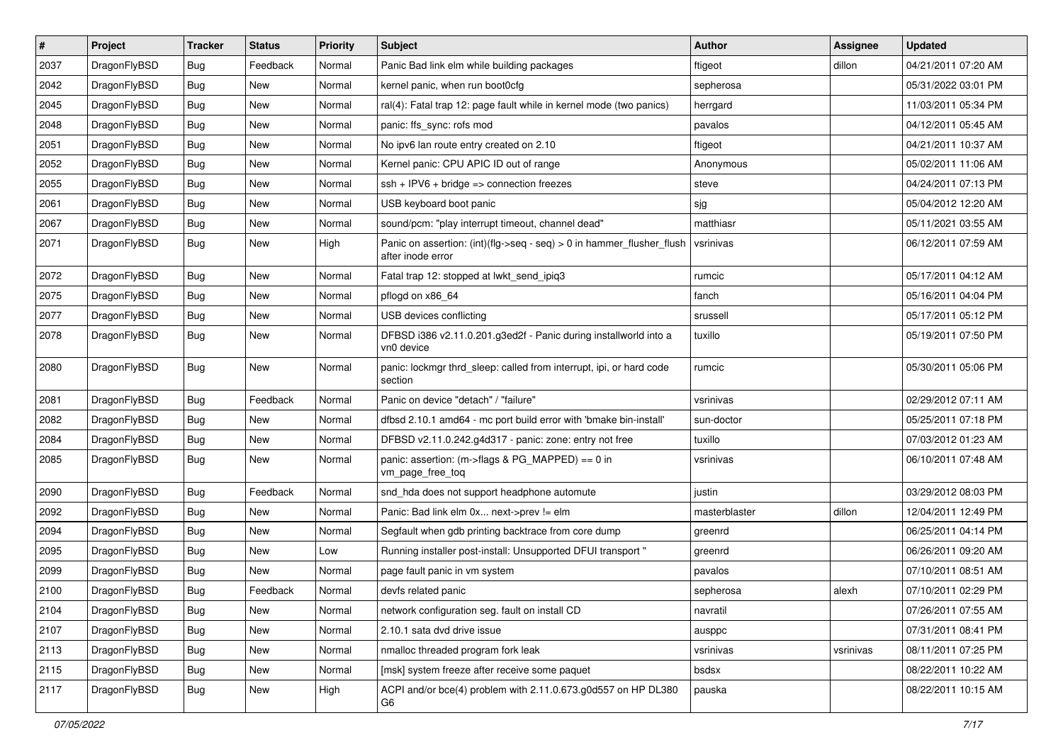| # | Project | Tracker | Status | Priority | Subject | Author | Assignee | Updated |
|---|---|---|---|---|---|---|---|---|
| 2037 | DragonFlyBSD | Bug | Feedback | Normal | Panic Bad link elm while building packages | ftigeot | dillon | 04/21/2011 07:20 AM |
| 2042 | DragonFlyBSD | Bug | New | Normal | kernel panic, when run boot0cfg | sepherosa | | 05/31/2022 03:01 PM |
| 2045 | DragonFlyBSD | Bug | New | Normal | ral(4): Fatal trap 12: page fault while in kernel mode (two panics) | herrgard | | 11/03/2011 05:34 PM |
| 2048 | DragonFlyBSD | Bug | New | Normal | panic: ffs_sync: rofs mod | pavalos | | 04/12/2011 05:45 AM |
| 2051 | DragonFlyBSD | Bug | New | Normal | No ipv6 lan route entry created on 2.10 | ftigeot | | 04/21/2011 10:37 AM |
| 2052 | DragonFlyBSD | Bug | New | Normal | Kernel panic: CPU APIC ID out of range | Anonymous | | 05/02/2011 11:06 AM |
| 2055 | DragonFlyBSD | Bug | New | Normal | ssh + IPV6 + bridge => connection freezes | steve | | 04/24/2011 07:13 PM |
| 2061 | DragonFlyBSD | Bug | New | Normal | USB keyboard boot panic | sjg | | 05/04/2012 12:20 AM |
| 2067 | DragonFlyBSD | Bug | New | Normal | sound/pcm: "play interrupt timeout, channel dead" | matthiasr | | 05/11/2021 03:55 AM |
| 2071 | DragonFlyBSD | Bug | New | High | Panic on assertion: (int)(flg->seq - seq) > 0 in hammer_flusher_flush after inode error | vsrinivas | | 06/12/2011 07:59 AM |
| 2072 | DragonFlyBSD | Bug | New | Normal | Fatal trap 12: stopped at lwkt_send_ipiq3 | rumcic | | 05/17/2011 04:12 AM |
| 2075 | DragonFlyBSD | Bug | New | Normal | pflogd on x86_64 | fanch | | 05/16/2011 04:04 PM |
| 2077 | DragonFlyBSD | Bug | New | Normal | USB devices conflicting | srussell | | 05/17/2011 05:12 PM |
| 2078 | DragonFlyBSD | Bug | New | Normal | DFBSD i386 v2.11.0.201.g3ed2f - Panic during installworld into a vn0 device | tuxillo | | 05/19/2011 07:50 PM |
| 2080 | DragonFlyBSD | Bug | New | Normal | panic: lockmgr thrd_sleep: called from interrupt, ipi, or hard code section | rumcic | | 05/30/2011 05:06 PM |
| 2081 | DragonFlyBSD | Bug | Feedback | Normal | Panic on device "detach" / "failure" | vsrinivas | | 02/29/2012 07:11 AM |
| 2082 | DragonFlyBSD | Bug | New | Normal | dfbsd 2.10.1 amd64 - mc port build error with 'bmake bin-install' | sun-doctor | | 05/25/2011 07:18 PM |
| 2084 | DragonFlyBSD | Bug | New | Normal | DFBSD v2.11.0.242.g4d317 - panic: zone: entry not free | tuxillo | | 07/03/2012 01:23 AM |
| 2085 | DragonFlyBSD | Bug | New | Normal | panic: assertion: (m->flags & PG_MAPPED) == 0 in vm_page_free_toq | vsrinivas | | 06/10/2011 07:48 AM |
| 2090 | DragonFlyBSD | Bug | Feedback | Normal | snd_hda does not support headphone automute | justin | | 03/29/2012 08:03 PM |
| 2092 | DragonFlyBSD | Bug | New | Normal | Panic: Bad link elm 0x... next->prev != elm | masterblaster | dillon | 12/04/2011 12:49 PM |
| 2094 | DragonFlyBSD | Bug | New | Normal | Segfault when gdb printing backtrace from core dump | greenrd | | 06/25/2011 04:14 PM |
| 2095 | DragonFlyBSD | Bug | New | Low | Running installer post-install: Unsupported DFUI transport " | greenrd | | 06/26/2011 09:20 AM |
| 2099 | DragonFlyBSD | Bug | New | Normal | page fault panic in vm system | pavalos | | 07/10/2011 08:51 AM |
| 2100 | DragonFlyBSD | Bug | Feedback | Normal | devfs related panic | sepherosa | alexh | 07/10/2011 02:29 PM |
| 2104 | DragonFlyBSD | Bug | New | Normal | network configuration seg. fault on install CD | navratil | | 07/26/2011 07:55 AM |
| 2107 | DragonFlyBSD | Bug | New | Normal | 2.10.1 sata dvd drive issue | ausppc | | 07/31/2011 08:41 PM |
| 2113 | DragonFlyBSD | Bug | New | Normal | nmalloc threaded program fork leak | vsrinivas | vsrinivas | 08/11/2011 07:25 PM |
| 2115 | DragonFlyBSD | Bug | New | Normal | [msk] system freeze after receive some paquet | bsdsx | | 08/22/2011 10:22 AM |
| 2117 | DragonFlyBSD | Bug | New | High | ACPI and/or bce(4) problem with 2.11.0.673.g0d557 on HP DL380 G6 | pauska | | 08/22/2011 10:15 AM |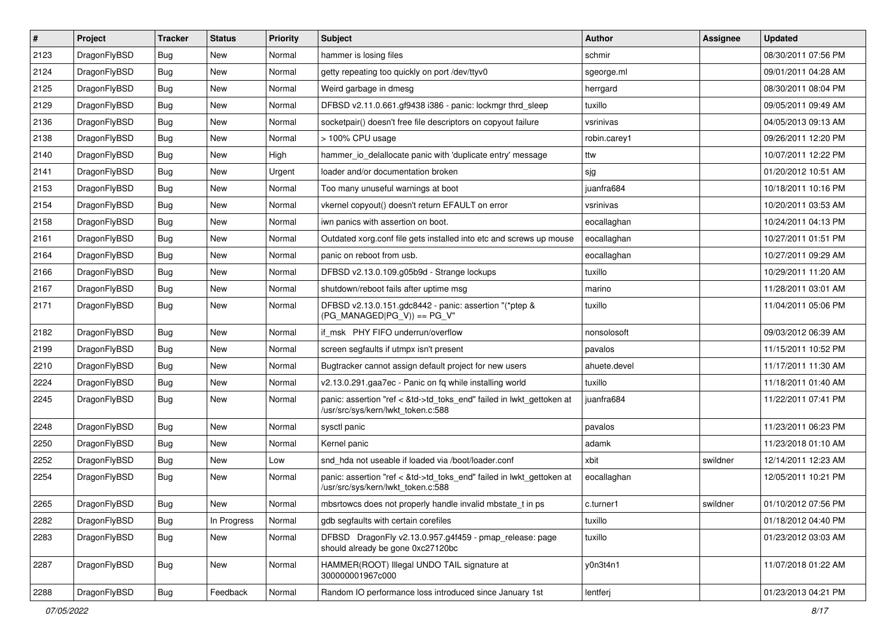| # | Project | Tracker | Status | Priority | Subject | Author | Assignee | Updated |
|---|---|---|---|---|---|---|---|---|
| 2123 | DragonFlyBSD | Bug | New | Normal | hammer is losing files | schmir | | 08/30/2011 07:56 PM |
| 2124 | DragonFlyBSD | Bug | New | Normal | getty repeating too quickly on port /dev/ttyv0 | sgeorge.ml | | 09/01/2011 04:28 AM |
| 2125 | DragonFlyBSD | Bug | New | Normal | Weird garbage in dmesg | herrgard | | 08/30/2011 08:04 PM |
| 2129 | DragonFlyBSD | Bug | New | Normal | DFBSD v2.11.0.661.gf9438 i386 - panic: lockmgr thrd_sleep | tuxillo | | 09/05/2011 09:49 AM |
| 2136 | DragonFlyBSD | Bug | New | Normal | socketpair() doesn't free file descriptors on copyout failure | vsrinivas | | 04/05/2013 09:13 AM |
| 2138 | DragonFlyBSD | Bug | New | Normal | > 100% CPU usage | robin.carey1 | | 09/26/2011 12:20 PM |
| 2140 | DragonFlyBSD | Bug | New | High | hammer_io_delallocate panic with 'duplicate entry' message | ttw | | 10/07/2011 12:22 PM |
| 2141 | DragonFlyBSD | Bug | New | Urgent | loader and/or documentation broken | sjg | | 01/20/2012 10:51 AM |
| 2153 | DragonFlyBSD | Bug | New | Normal | Too many unuseful warnings at boot | juanfra684 | | 10/18/2011 10:16 PM |
| 2154 | DragonFlyBSD | Bug | New | Normal | vkernel copyout() doesn't return EFAULT on error | vsrinivas | | 10/20/2011 03:53 AM |
| 2158 | DragonFlyBSD | Bug | New | Normal | iwn panics with assertion on boot. | eocallaghan | | 10/24/2011 04:13 PM |
| 2161 | DragonFlyBSD | Bug | New | Normal | Outdated xorg.conf file gets installed into etc and screws up mouse | eocallaghan | | 10/27/2011 01:51 PM |
| 2164 | DragonFlyBSD | Bug | New | Normal | panic on reboot from usb. | eocallaghan | | 10/27/2011 09:29 AM |
| 2166 | DragonFlyBSD | Bug | New | Normal | DFBSD v2.13.0.109.g05b9d - Strange lockups | tuxillo | | 10/29/2011 11:20 AM |
| 2167 | DragonFlyBSD | Bug | New | Normal | shutdown/reboot fails after uptime msg | marino | | 11/28/2011 03:01 AM |
| 2171 | DragonFlyBSD | Bug | New | Normal | DFBSD v2.13.0.151.gdc8442 - panic: assertion "(*ptep & (PG_MANAGED\|PG_V)) == PG_V" | tuxillo | | 11/04/2011 05:06 PM |
| 2182 | DragonFlyBSD | Bug | New | Normal | if_msk PHY FIFO underrun/overflow | nonsolosoft | | 09/03/2012 06:39 AM |
| 2199 | DragonFlyBSD | Bug | New | Normal | screen segfaults if utmpx isn't present | pavalos | | 11/15/2011 10:52 PM |
| 2210 | DragonFlyBSD | Bug | New | Normal | Bugtracker cannot assign default project for new users | ahuete.devel | | 11/17/2011 11:30 AM |
| 2224 | DragonFlyBSD | Bug | New | Normal | v2.13.0.291.gaa7ec - Panic on fq while installing world | tuxillo | | 11/18/2011 01:40 AM |
| 2245 | DragonFlyBSD | Bug | New | Normal | panic: assertion "ref < &td->td_toks_end" failed in lwkt_gettoken at /usr/src/sys/kern/lwkt_token.c:588 | juanfra684 | | 11/22/2011 07:41 PM |
| 2248 | DragonFlyBSD | Bug | New | Normal | sysctl panic | pavalos | | 11/23/2011 06:23 PM |
| 2250 | DragonFlyBSD | Bug | New | Normal | Kernel panic | adamk | | 11/23/2018 01:10 AM |
| 2252 | DragonFlyBSD | Bug | New | Low | snd_hda not useable if loaded via /boot/loader.conf | xbit | swildner | 12/14/2011 12:23 AM |
| 2254 | DragonFlyBSD | Bug | New | Normal | panic: assertion "ref < &td->td_toks_end" failed in lwkt_gettoken at /usr/src/sys/kern/lwkt_token.c:588 | eocallaghan | | 12/05/2011 10:21 PM |
| 2265 | DragonFlyBSD | Bug | New | Normal | mbsrtowcs does not properly handle invalid mbstate_t in ps | c.turner1 | swildner | 01/10/2012 07:56 PM |
| 2282 | DragonFlyBSD | Bug | In Progress | Normal | gdb segfaults with certain corefiles | tuxillo | | 01/18/2012 04:40 PM |
| 2283 | DragonFlyBSD | Bug | New | Normal | DFBSD DragonFly v2.13.0.957.g4f459 - pmap_release: page should already be gone 0xc27120bc | tuxillo | | 01/23/2012 03:03 AM |
| 2287 | DragonFlyBSD | Bug | New | Normal | HAMMER(ROOT) Illegal UNDO TAIL signature at 300000001967c000 | y0n3t4n1 | | 11/07/2018 01:22 AM |
| 2288 | DragonFlyBSD | Bug | Feedback | Normal | Random IO performance loss introduced since January 1st | lentferj | | 01/23/2013 04:21 PM |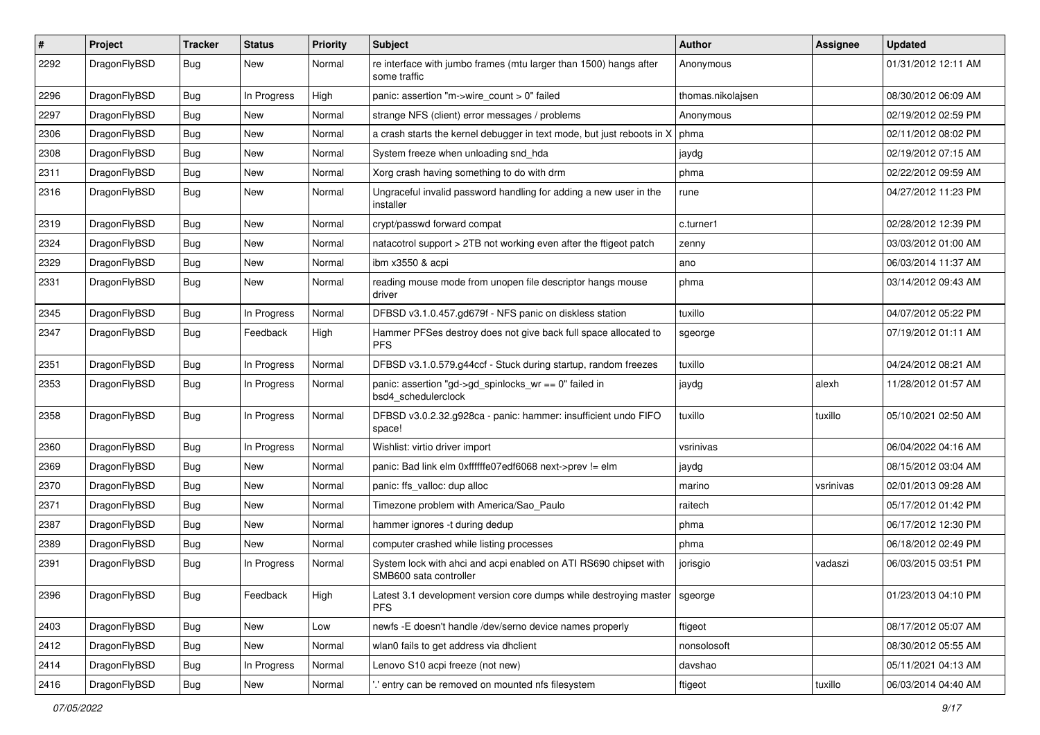| # | Project | Tracker | Status | Priority | Subject | Author | Assignee | Updated |
|---|---|---|---|---|---|---|---|---|
| 2292 | DragonFlyBSD | Bug | New | Normal | re interface with jumbo frames (mtu larger than 1500) hangs after some traffic | Anonymous | | 01/31/2012 12:11 AM |
| 2296 | DragonFlyBSD | Bug | In Progress | High | panic: assertion "m->wire_count > 0" failed | thomas.nikolajsen | | 08/30/2012 06:09 AM |
| 2297 | DragonFlyBSD | Bug | New | Normal | strange NFS (client) error messages / problems | Anonymous | | 02/19/2012 02:59 PM |
| 2306 | DragonFlyBSD | Bug | New | Normal | a crash starts the kernel debugger in text mode, but just reboots in X | phma | | 02/11/2012 08:02 PM |
| 2308 | DragonFlyBSD | Bug | New | Normal | System freeze when unloading snd_hda | jaydg | | 02/19/2012 07:15 AM |
| 2311 | DragonFlyBSD | Bug | New | Normal | Xorg crash having something to do with drm | phma | | 02/22/2012 09:59 AM |
| 2316 | DragonFlyBSD | Bug | New | Normal | Ungraceful invalid password handling for adding a new user in the installer | rune | | 04/27/2012 11:23 PM |
| 2319 | DragonFlyBSD | Bug | New | Normal | crypt/passwd forward compat | c.turner1 | | 02/28/2012 12:39 PM |
| 2324 | DragonFlyBSD | Bug | New | Normal | natacotrol support > 2TB not working even after the ftigeot patch | zenny | | 03/03/2012 01:00 AM |
| 2329 | DragonFlyBSD | Bug | New | Normal | ibm x3550 & acpi | ano | | 06/03/2014 11:37 AM |
| 2331 | DragonFlyBSD | Bug | New | Normal | reading mouse mode from unopen file descriptor hangs mouse driver | phma | | 03/14/2012 09:43 AM |
| 2345 | DragonFlyBSD | Bug | In Progress | Normal | DFBSD v3.1.0.457.gd679f - NFS panic on diskless station | tuxillo | | 04/07/2012 05:22 PM |
| 2347 | DragonFlyBSD | Bug | Feedback | High | Hammer PFSes destroy does not give back full space allocated to PFS | sgeorge | | 07/19/2012 01:11 AM |
| 2351 | DragonFlyBSD | Bug | In Progress | Normal | DFBSD v3.1.0.579.g44ccf - Stuck during startup, random freezes | tuxillo | | 04/24/2012 08:21 AM |
| 2353 | DragonFlyBSD | Bug | In Progress | Normal | panic: assertion "gd->gd_spinlocks_wr == 0" failed in bsd4_schedulerclock | jaydg | alexh | 11/28/2012 01:57 AM |
| 2358 | DragonFlyBSD | Bug | In Progress | Normal | DFBSD v3.0.2.32.g928ca - panic: hammer: insufficient undo FIFO space! | tuxillo | tuxillo | 05/10/2021 02:50 AM |
| 2360 | DragonFlyBSD | Bug | In Progress | Normal | Wishlist: virtio driver import | vsrinivas | | 06/04/2022 04:16 AM |
| 2369 | DragonFlyBSD | Bug | New | Normal | panic: Bad link elm 0xffffffe07edf6068 next->prev != elm | jaydg | | 08/15/2012 03:04 AM |
| 2370 | DragonFlyBSD | Bug | New | Normal | panic: ffs_valloc: dup alloc | marino | vsrinivas | 02/01/2013 09:28 AM |
| 2371 | DragonFlyBSD | Bug | New | Normal | Timezone problem with America/Sao_Paulo | raitech | | 05/17/2012 01:42 PM |
| 2387 | DragonFlyBSD | Bug | New | Normal | hammer ignores -t during dedup | phma | | 06/17/2012 12:30 PM |
| 2389 | DragonFlyBSD | Bug | New | Normal | computer crashed while listing processes | phma | | 06/18/2012 02:49 PM |
| 2391 | DragonFlyBSD | Bug | In Progress | Normal | System lock with ahci and acpi enabled on ATI RS690 chipset with SMB600 sata controller | jorisgio | vadaszi | 06/03/2015 03:51 PM |
| 2396 | DragonFlyBSD | Bug | Feedback | High | Latest 3.1 development version core dumps while destroying master PFS | sgeorge | | 01/23/2013 04:10 PM |
| 2403 | DragonFlyBSD | Bug | New | Low | newfs -E doesn't handle /dev/serno device names properly | ftigeot | | 08/17/2012 05:07 AM |
| 2412 | DragonFlyBSD | Bug | New | Normal | wlan0 fails to get address via dhclient | nonsolosoft | | 08/30/2012 05:55 AM |
| 2414 | DragonFlyBSD | Bug | In Progress | Normal | Lenovo S10 acpi freeze (not new) | davshao | | 05/11/2021 04:13 AM |
| 2416 | DragonFlyBSD | Bug | New | Normal | '.' entry can be removed on mounted nfs filesystem | ftigeot | tuxillo | 06/03/2014 04:40 AM |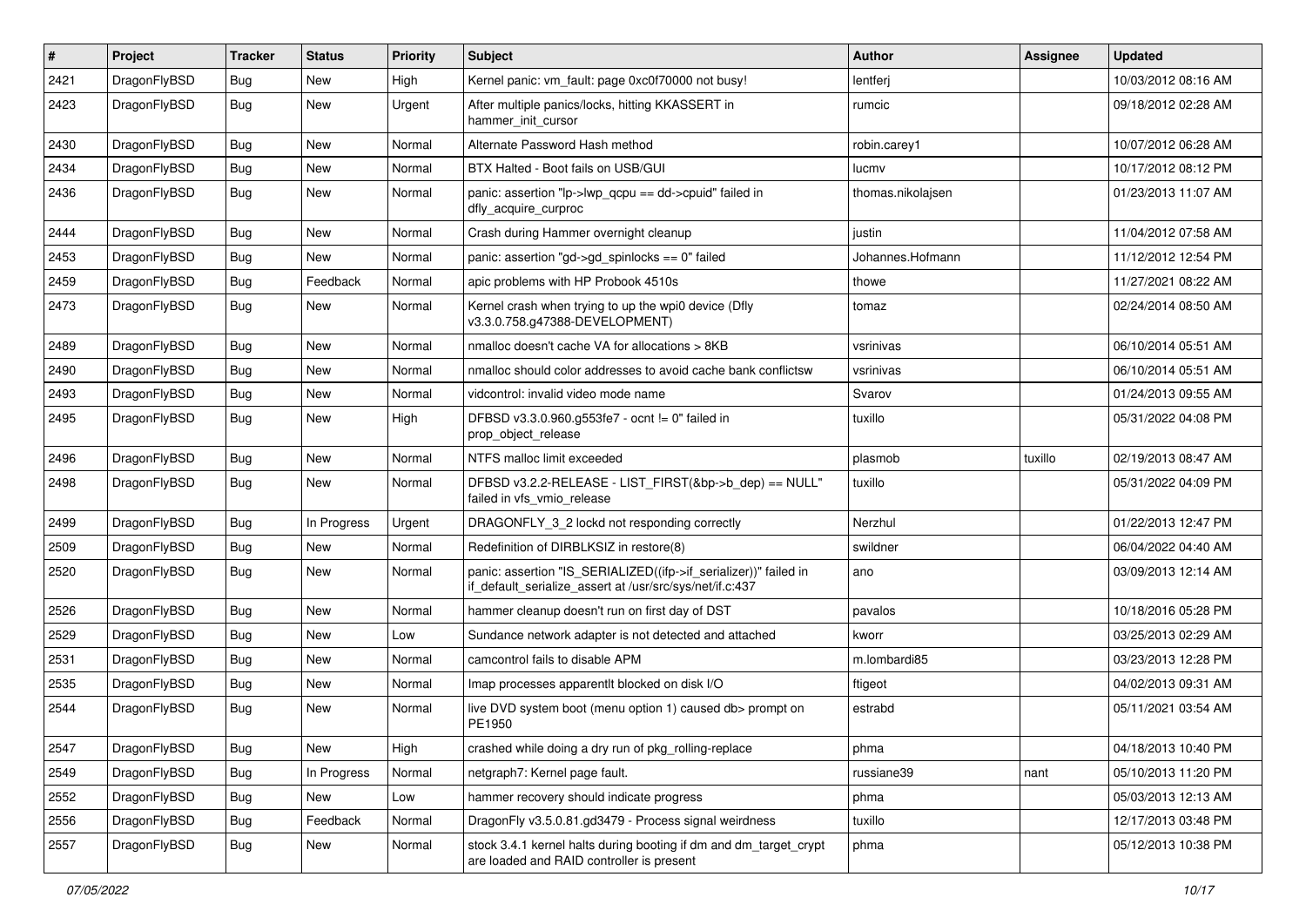| # | Project | Tracker | Status | Priority | Subject | Author | Assignee | Updated |
|---|---|---|---|---|---|---|---|---|
| 2421 | DragonFlyBSD | Bug | New | High | Kernel panic: vm_fault: page 0xc0f70000 not busy! | lentferj | | 10/03/2012 08:16 AM |
| 2423 | DragonFlyBSD | Bug | New | Urgent | After multiple panics/locks, hitting KKASSERT in hammer_init_cursor | rumcic | | 09/18/2012 02:28 AM |
| 2430 | DragonFlyBSD | Bug | New | Normal | Alternate Password Hash method | robin.carey1 | | 10/07/2012 06:28 AM |
| 2434 | DragonFlyBSD | Bug | New | Normal | BTX Halted - Boot fails on USB/GUI | lucmv | | 10/17/2012 08:12 PM |
| 2436 | DragonFlyBSD | Bug | New | Normal | panic: assertion "lp->lwp_qcpu == dd->cpuid" failed in dfly_acquire_curproc | thomas.nikolajsen | | 01/23/2013 11:07 AM |
| 2444 | DragonFlyBSD | Bug | New | Normal | Crash during Hammer overnight cleanup | justin | | 11/04/2012 07:58 AM |
| 2453 | DragonFlyBSD | Bug | New | Normal | panic: assertion "gd->gd_spinlocks == 0" failed | Johannes.Hofmann | | 11/12/2012 12:54 PM |
| 2459 | DragonFlyBSD | Bug | Feedback | Normal | apic problems with HP Probook 4510s | thowe | | 11/27/2021 08:22 AM |
| 2473 | DragonFlyBSD | Bug | New | Normal | Kernel crash when trying to up the wpi0 device (Dfly v3.3.0.758.g47388-DEVELOPMENT) | tomaz | | 02/24/2014 08:50 AM |
| 2489 | DragonFlyBSD | Bug | New | Normal | nmalloc doesn't cache VA for allocations > 8KB | vsrinivas | | 06/10/2014 05:51 AM |
| 2490 | DragonFlyBSD | Bug | New | Normal | nmalloc should color addresses to avoid cache bank conflictsw | vsrinivas | | 06/10/2014 05:51 AM |
| 2493 | DragonFlyBSD | Bug | New | Normal | vidcontrol: invalid video mode name | Svarov | | 01/24/2013 09:55 AM |
| 2495 | DragonFlyBSD | Bug | New | High | DFBSD v3.3.0.960.g553fe7 - ocnt != 0" failed in prop_object_release | tuxillo | | 05/31/2022 04:08 PM |
| 2496 | DragonFlyBSD | Bug | New | Normal | NTFS malloc limit exceeded | plasmob | tuxillo | 02/19/2013 08:47 AM |
| 2498 | DragonFlyBSD | Bug | New | Normal | DFBSD v3.2.2-RELEASE - LIST_FIRST(&bp->b_dep) == NULL" failed in vfs_vmio_release | tuxillo | | 05/31/2022 04:09 PM |
| 2499 | DragonFlyBSD | Bug | In Progress | Urgent | DRAGONFLY_3_2 lockd not responding correctly | Nerzhul | | 01/22/2013 12:47 PM |
| 2509 | DragonFlyBSD | Bug | New | Normal | Redefinition of DIRBLKSIZ in restore(8) | swildner | | 06/04/2022 04:40 AM |
| 2520 | DragonFlyBSD | Bug | New | Normal | panic: assertion "IS_SERIALIZED((ifp->if_serializer))" failed in if_default_serialize_assert at /usr/src/sys/net/if.c:437 | ano | | 03/09/2013 12:14 AM |
| 2526 | DragonFlyBSD | Bug | New | Normal | hammer cleanup doesn't run on first day of DST | pavalos | | 10/18/2016 05:28 PM |
| 2529 | DragonFlyBSD | Bug | New | Low | Sundance network adapter is not detected and attached | kworr | | 03/25/2013 02:29 AM |
| 2531 | DragonFlyBSD | Bug | New | Normal | camcontrol fails to disable APM | m.lombardi85 | | 03/23/2013 12:28 PM |
| 2535 | DragonFlyBSD | Bug | New | Normal | Imap processes apparentlt blocked on disk I/O | ftigeot | | 04/02/2013 09:31 AM |
| 2544 | DragonFlyBSD | Bug | New | Normal | live DVD system boot (menu option 1) caused db> prompt on PE1950 | estrabd | | 05/11/2021 03:54 AM |
| 2547 | DragonFlyBSD | Bug | New | High | crashed while doing a dry run of pkg_rolling-replace | phma | | 04/18/2013 10:40 PM |
| 2549 | DragonFlyBSD | Bug | In Progress | Normal | netgraph7: Kernel page fault. | russiane39 | nant | 05/10/2013 11:20 PM |
| 2552 | DragonFlyBSD | Bug | New | Low | hammer recovery should indicate progress | phma | | 05/03/2013 12:13 AM |
| 2556 | DragonFlyBSD | Bug | Feedback | Normal | DragonFly v3.5.0.81.gd3479 - Process signal weirdness | tuxillo | | 12/17/2013 03:48 PM |
| 2557 | DragonFlyBSD | Bug | New | Normal | stock 3.4.1 kernel halts during booting if dm and dm_target_crypt are loaded and RAID controller is present | phma | | 05/12/2013 10:38 PM |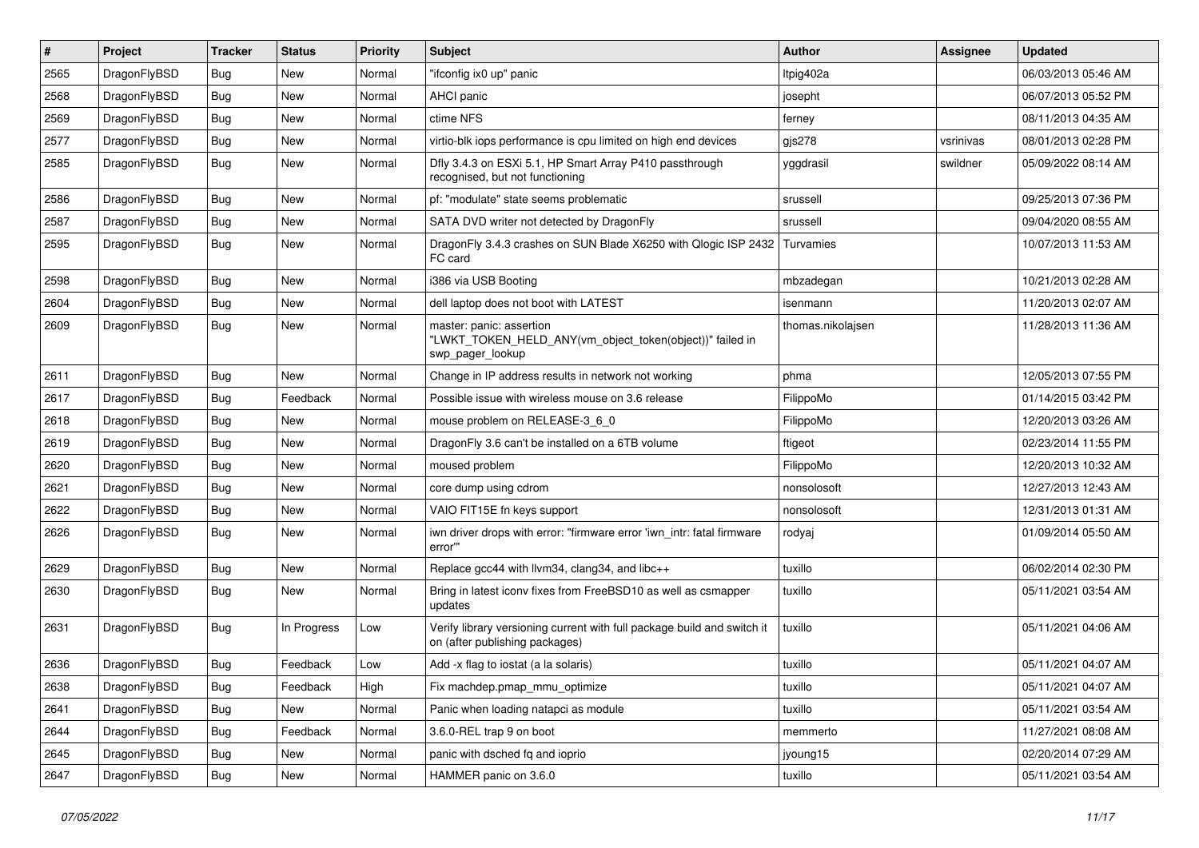| # | Project | Tracker | Status | Priority | Subject | Author | Assignee | Updated |
|---|---|---|---|---|---|---|---|---|
| 2565 | DragonFlyBSD | Bug | New | Normal | "ifconfig ix0 up" panic | ltpig402a | | 06/03/2013 05:46 AM |
| 2568 | DragonFlyBSD | Bug | New | Normal | AHCI panic | josepht | | 06/07/2013 05:52 PM |
| 2569 | DragonFlyBSD | Bug | New | Normal | ctime NFS | ferney | | 08/11/2013 04:35 AM |
| 2577 | DragonFlyBSD | Bug | New | Normal | virtio-blk iops performance is cpu limited on high end devices | gjs278 | vsrinivas | 08/01/2013 02:28 PM |
| 2585 | DragonFlyBSD | Bug | New | Normal | Dfly 3.4.3 on ESXi 5.1, HP Smart Array P410 passthrough recognised, but not functioning | yggdrasil | swildner | 05/09/2022 08:14 AM |
| 2586 | DragonFlyBSD | Bug | New | Normal | pf: "modulate" state seems problematic | srussell | | 09/25/2013 07:36 PM |
| 2587 | DragonFlyBSD | Bug | New | Normal | SATA DVD writer not detected by DragonFly | srussell | | 09/04/2020 08:55 AM |
| 2595 | DragonFlyBSD | Bug | New | Normal | DragonFly 3.4.3 crashes on SUN Blade X6250 with Qlogic ISP 2432 FC card | Turvamies | | 10/07/2013 11:53 AM |
| 2598 | DragonFlyBSD | Bug | New | Normal | i386 via USB Booting | mbzadegan | | 10/21/2013 02:28 AM |
| 2604 | DragonFlyBSD | Bug | New | Normal | dell laptop does not boot with LATEST | isenmann | | 11/20/2013 02:07 AM |
| 2609 | DragonFlyBSD | Bug | New | Normal | master: panic: assertion "LWKT_TOKEN_HELD_ANY(vm_object_token(object))" failed in swp_pager_lookup | thomas.nikolajsen | | 11/28/2013 11:36 AM |
| 2611 | DragonFlyBSD | Bug | New | Normal | Change in IP address results in network not working | phma | | 12/05/2013 07:55 PM |
| 2617 | DragonFlyBSD | Bug | Feedback | Normal | Possible issue with wireless mouse on 3.6 release | FilippoMo | | 01/14/2015 03:42 PM |
| 2618 | DragonFlyBSD | Bug | New | Normal | mouse problem on RELEASE-3_6_0 | FilippoMo | | 12/20/2013 03:26 AM |
| 2619 | DragonFlyBSD | Bug | New | Normal | DragonFly 3.6 can't be installed on a 6TB volume | ftigeot | | 02/23/2014 11:55 PM |
| 2620 | DragonFlyBSD | Bug | New | Normal | moused problem | FilippoMo | | 12/20/2013 10:32 AM |
| 2621 | DragonFlyBSD | Bug | New | Normal | core dump using cdrom | nonsolosoft | | 12/27/2013 12:43 AM |
| 2622 | DragonFlyBSD | Bug | New | Normal | VAIO FIT15E fn keys support | nonsolosoft | | 12/31/2013 01:31 AM |
| 2626 | DragonFlyBSD | Bug | New | Normal | iwn driver drops with error: "firmware error 'iwn_intr: fatal firmware error'" | rodyaj | | 01/09/2014 05:50 AM |
| 2629 | DragonFlyBSD | Bug | New | Normal | Replace gcc44 with llvm34, clang34, and libc++ | tuxillo | | 06/02/2014 02:30 PM |
| 2630 | DragonFlyBSD | Bug | New | Normal | Bring in latest iconv fixes from FreeBSD10 as well as csmapper updates | tuxillo | | 05/11/2021 03:54 AM |
| 2631 | DragonFlyBSD | Bug | In Progress | Low | Verify library versioning current with full package build and switch it on (after publishing packages) | tuxillo | | 05/11/2021 04:06 AM |
| 2636 | DragonFlyBSD | Bug | Feedback | Low | Add -x flag to iostat (a la solaris) | tuxillo | | 05/11/2021 04:07 AM |
| 2638 | DragonFlyBSD | Bug | Feedback | High | Fix machdep.pmap_mmu_optimize | tuxillo | | 05/11/2021 04:07 AM |
| 2641 | DragonFlyBSD | Bug | New | Normal | Panic when loading natapci as module | tuxillo | | 05/11/2021 03:54 AM |
| 2644 | DragonFlyBSD | Bug | Feedback | Normal | 3.6.0-REL trap 9 on boot | memmerto | | 11/27/2021 08:08 AM |
| 2645 | DragonFlyBSD | Bug | New | Normal | panic with dsched fq and ioprio | jyoung15 | | 02/20/2014 07:29 AM |
| 2647 | DragonFlyBSD | Bug | New | Normal | HAMMER panic on 3.6.0 | tuxillo | | 05/11/2021 03:54 AM |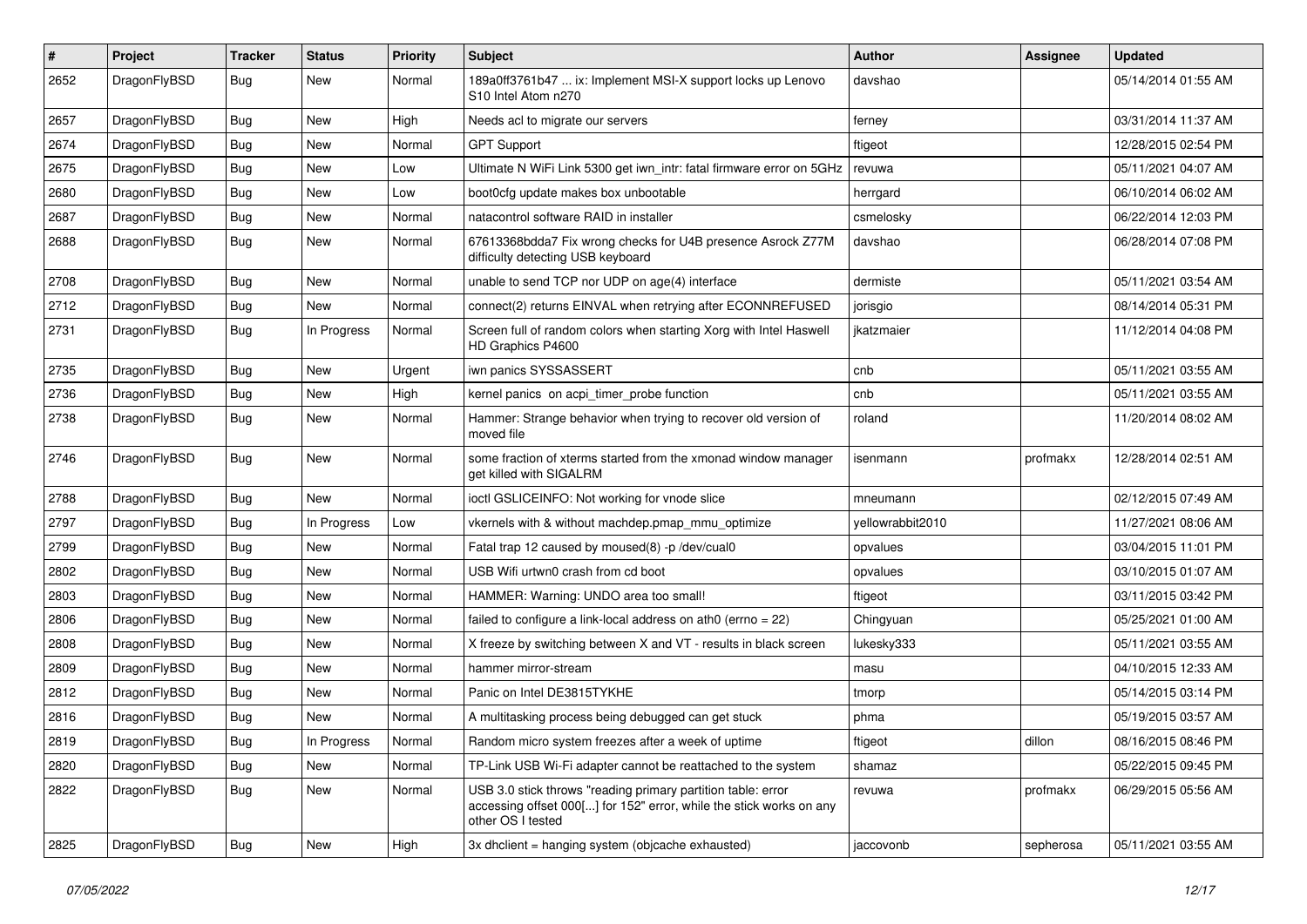| # | Project | Tracker | Status | Priority | Subject | Author | Assignee | Updated |
|---|---|---|---|---|---|---|---|---|
| 2652 | DragonFlyBSD | Bug | New | Normal | 189a0ff3761b47 ... ix: Implement MSI-X support locks up Lenovo S10 Intel Atom n270 | davshao | | 05/14/2014 01:55 AM |
| 2657 | DragonFlyBSD | Bug | New | High | Needs acl to migrate our servers | ferney | | 03/31/2014 11:37 AM |
| 2674 | DragonFlyBSD | Bug | New | Normal | GPT Support | ftigeot | | 12/28/2015 02:54 PM |
| 2675 | DragonFlyBSD | Bug | New | Low | Ultimate N WiFi Link 5300 get iwn_intr: fatal firmware error on 5GHz | revuwa | | 05/11/2021 04:07 AM |
| 2680 | DragonFlyBSD | Bug | New | Low | boot0cfg update makes box unbootable | herrgard | | 06/10/2014 06:02 AM |
| 2687 | DragonFlyBSD | Bug | New | Normal | natacontrol software RAID in installer | csmelosky | | 06/22/2014 12:03 PM |
| 2688 | DragonFlyBSD | Bug | New | Normal | 67613368bdda7 Fix wrong checks for U4B presence Asrock Z77M difficulty detecting USB keyboard | davshao | | 06/28/2014 07:08 PM |
| 2708 | DragonFlyBSD | Bug | New | Normal | unable to send TCP nor UDP on age(4) interface | dermiste | | 05/11/2021 03:54 AM |
| 2712 | DragonFlyBSD | Bug | New | Normal | connect(2) returns EINVAL when retrying after ECONNREFUSED | jorisgio | | 08/14/2014 05:31 PM |
| 2731 | DragonFlyBSD | Bug | In Progress | Normal | Screen full of random colors when starting Xorg with Intel Haswell HD Graphics P4600 | jkatzmaier | | 11/12/2014 04:08 PM |
| 2735 | DragonFlyBSD | Bug | New | Urgent | iwn panics SYSSASSERT | cnb | | 05/11/2021 03:55 AM |
| 2736 | DragonFlyBSD | Bug | New | High | kernel panics on acpi_timer_probe function | cnb | | 05/11/2021 03:55 AM |
| 2738 | DragonFlyBSD | Bug | New | Normal | Hammer: Strange behavior when trying to recover old version of moved file | roland | | 11/20/2014 08:02 AM |
| 2746 | DragonFlyBSD | Bug | New | Normal | some fraction of xterms started from the xmonad window manager get killed with SIGALRM | isenmann | profmakx | 12/28/2014 02:51 AM |
| 2788 | DragonFlyBSD | Bug | New | Normal | ioctl GSLICEINFO: Not working for vnode slice | mneumann | | 02/12/2015 07:49 AM |
| 2797 | DragonFlyBSD | Bug | In Progress | Low | vkernels with & without machdep.pmap_mmu_optimize | yellowrabbit2010 | | 11/27/2021 08:06 AM |
| 2799 | DragonFlyBSD | Bug | New | Normal | Fatal trap 12 caused by moused(8) -p /dev/cual0 | opvalues | | 03/04/2015 11:01 PM |
| 2802 | DragonFlyBSD | Bug | New | Normal | USB Wifi urtwn0 crash from cd boot | opvalues | | 03/10/2015 01:07 AM |
| 2803 | DragonFlyBSD | Bug | New | Normal | HAMMER: Warning: UNDO area too small! | ftigeot | | 03/11/2015 03:42 PM |
| 2806 | DragonFlyBSD | Bug | New | Normal | failed to configure a link-local address on ath0 (errno = 22) | Chingyuan | | 05/25/2021 01:00 AM |
| 2808 | DragonFlyBSD | Bug | New | Normal | X freeze by switching between X and VT - results in black screen | lukesky333 | | 05/11/2021 03:55 AM |
| 2809 | DragonFlyBSD | Bug | New | Normal | hammer mirror-stream | masu | | 04/10/2015 12:33 AM |
| 2812 | DragonFlyBSD | Bug | New | Normal | Panic on Intel DE3815TYKHE | tmorp | | 05/14/2015 03:14 PM |
| 2816 | DragonFlyBSD | Bug | New | Normal | A multitasking process being debugged can get stuck | phma | | 05/19/2015 03:57 AM |
| 2819 | DragonFlyBSD | Bug | In Progress | Normal | Random micro system freezes after a week of uptime | ftigeot | dillon | 08/16/2015 08:46 PM |
| 2820 | DragonFlyBSD | Bug | New | Normal | TP-Link USB Wi-Fi adapter cannot be reattached to the system | shamaz | | 05/22/2015 09:45 PM |
| 2822 | DragonFlyBSD | Bug | New | Normal | USB 3.0 stick throws "reading primary partition table: error accessing offset 000[...] for 152" error, while the stick works on any other OS I tested | revuwa | profmakx | 06/29/2015 05:56 AM |
| 2825 | DragonFlyBSD | Bug | New | High | 3x dhclient = hanging system (objcache exhausted) | jaccovonb | sepherosa | 05/11/2021 03:55 AM |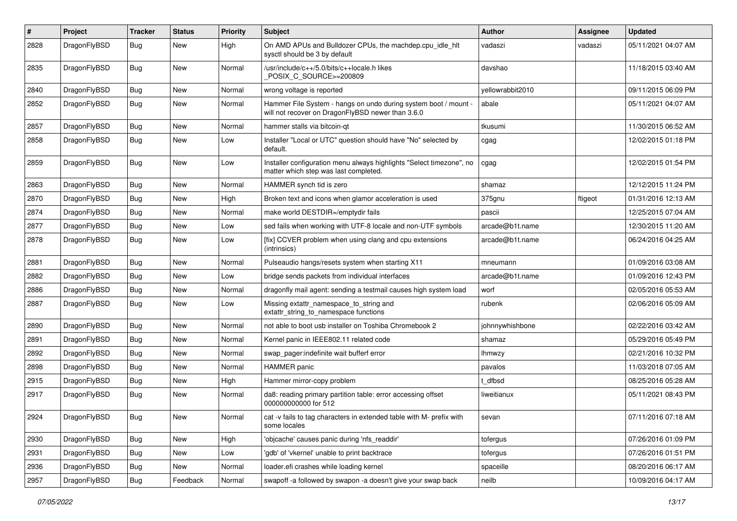| # | Project | Tracker | Status | Priority | Subject | Author | Assignee | Updated |
|---|---|---|---|---|---|---|---|---|
| 2828 | DragonFlyBSD | Bug | New | High | On AMD APUs and Bulldozer CPUs, the machdep.cpu_idle_hlt sysctl should be 3 by default | vadaszi | vadaszi | 05/11/2021 04:07 AM |
| 2835 | DragonFlyBSD | Bug | New | Normal | /usr/include/c++/5.0/bits/c++locale.h likes _POSIX_C_SOURCE>=200809 | davshao | | 11/18/2015 03:40 AM |
| 2840 | DragonFlyBSD | Bug | New | Normal | wrong voltage is reported | yellowrabbit2010 | | 09/11/2015 06:09 PM |
| 2852 | DragonFlyBSD | Bug | New | Normal | Hammer File System - hangs on undo during system boot / mount - will not recover on DragonFlyBSD newer than 3.6.0 | abale | | 05/11/2021 04:07 AM |
| 2857 | DragonFlyBSD | Bug | New | Normal | hammer stalls via bitcoin-qt | tkusumi | | 11/30/2015 06:52 AM |
| 2858 | DragonFlyBSD | Bug | New | Low | Installer "Local or UTC" question should have "No" selected by default. | cgag | | 12/02/2015 01:18 PM |
| 2859 | DragonFlyBSD | Bug | New | Low | Installer configuration menu always highlights "Select timezone", no matter which step was last completed. | cgag | | 12/02/2015 01:54 PM |
| 2863 | DragonFlyBSD | Bug | New | Normal | HAMMER synch tid is zero | shamaz | | 12/12/2015 11:24 PM |
| 2870 | DragonFlyBSD | Bug | New | High | Broken text and icons when glamor acceleration is used | 375gnu | ftigeot | 01/31/2016 12:13 AM |
| 2874 | DragonFlyBSD | Bug | New | Normal | make world DESTDIR=/emptydir fails | pascii | | 12/25/2015 07:04 AM |
| 2877 | DragonFlyBSD | Bug | New | Low | sed fails when working with UTF-8 locale and non-UTF symbols | arcade@b1t.name | | 12/30/2015 11:20 AM |
| 2878 | DragonFlyBSD | Bug | New | Low | [fix] CCVER problem when using clang and cpu extensions (intrinsics) | arcade@b1t.name | | 06/24/2016 04:25 AM |
| 2881 | DragonFlyBSD | Bug | New | Normal | Pulseaudio hangs/resets system when starting X11 | mneumann | | 01/09/2016 03:08 AM |
| 2882 | DragonFlyBSD | Bug | New | Low | bridge sends packets from individual interfaces | arcade@b1t.name | | 01/09/2016 12:43 PM |
| 2886 | DragonFlyBSD | Bug | New | Normal | dragonfly mail agent: sending a testmail causes high system load | worf | | 02/05/2016 05:53 AM |
| 2887 | DragonFlyBSD | Bug | New | Low | Missing extattr_namespace_to_string and extattr_string_to_namespace functions | rubenk | | 02/06/2016 05:09 AM |
| 2890 | DragonFlyBSD | Bug | New | Normal | not able to boot usb installer on Toshiba Chromebook 2 | johnnywhishbone | | 02/22/2016 03:42 AM |
| 2891 | DragonFlyBSD | Bug | New | Normal | Kernel panic in IEEE802.11 related code | shamaz | | 05/29/2016 05:49 PM |
| 2892 | DragonFlyBSD | Bug | New | Normal | swap_pager:indefinite wait bufferf error | lhmwzy | | 02/21/2016 10:32 PM |
| 2898 | DragonFlyBSD | Bug | New | Normal | HAMMER panic | pavalos | | 11/03/2018 07:05 AM |
| 2915 | DragonFlyBSD | Bug | New | High | Hammer mirror-copy problem | t_dfbsd | | 08/25/2016 05:28 AM |
| 2917 | DragonFlyBSD | Bug | New | Normal | da8: reading primary partition table: error accessing offset 000000000000 for 512 | liweitianux | | 05/11/2021 08:43 PM |
| 2924 | DragonFlyBSD | Bug | New | Normal | cat -v fails to tag characters in extended table with M- prefix with some locales | sevan | | 07/11/2016 07:18 AM |
| 2930 | DragonFlyBSD | Bug | New | High | 'objcache' causes panic during 'nfs_readdir' | tofergus | | 07/26/2016 01:09 PM |
| 2931 | DragonFlyBSD | Bug | New | Low | 'gdb' of 'vkernel' unable to print backtrace | tofergus | | 07/26/2016 01:51 PM |
| 2936 | DragonFlyBSD | Bug | New | Normal | loader.efi crashes while loading kernel | spaceille | | 08/20/2016 06:17 AM |
| 2957 | DragonFlyBSD | Bug | Feedback | Normal | swapoff -a followed by swapon -a doesn't give your swap back | neilb | | 10/09/2016 04:17 AM |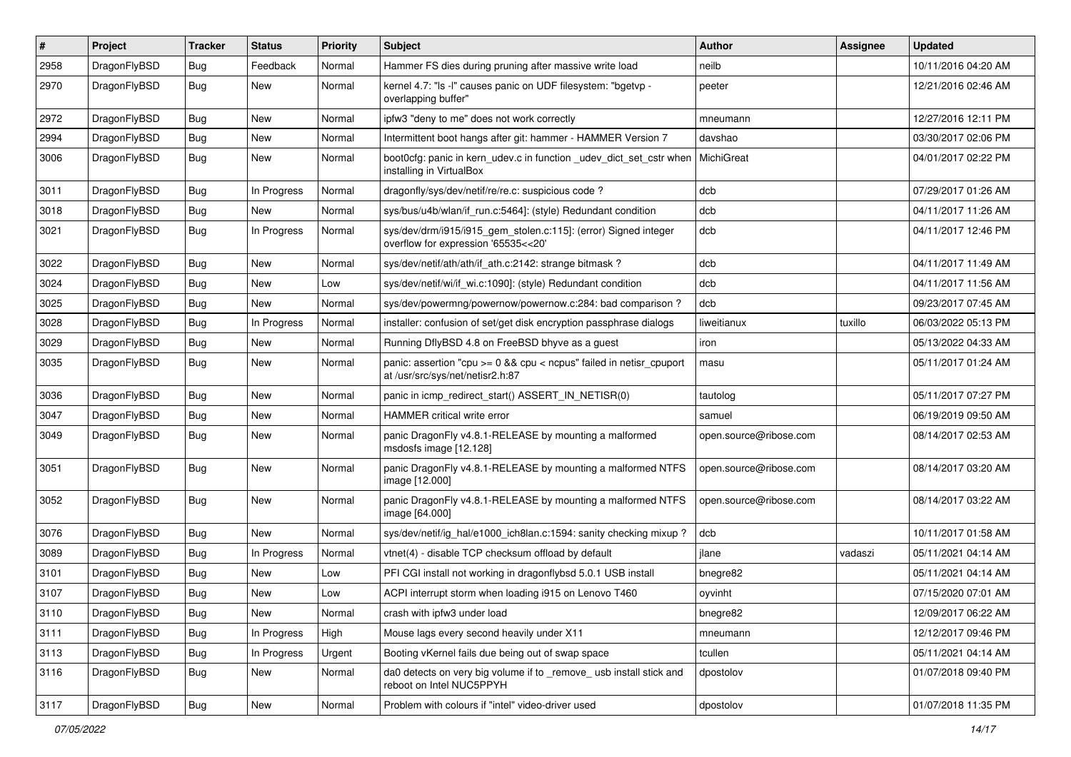| # | Project | Tracker | Status | Priority | Subject | Author | Assignee | Updated |
|---|---|---|---|---|---|---|---|---|
| 2958 | DragonFlyBSD | Bug | Feedback | Normal | Hammer FS dies during pruning after massive write load | neilb | | 10/11/2016 04:20 AM |
| 2970 | DragonFlyBSD | Bug | New | Normal | kernel 4.7: "ls -l" causes panic on UDF filesystem: "bgetvp - overlapping buffer" | peeter | | 12/21/2016 02:46 AM |
| 2972 | DragonFlyBSD | Bug | New | Normal | ipfw3 "deny to me" does not work correctly | mneumann | | 12/27/2016 12:11 PM |
| 2994 | DragonFlyBSD | Bug | New | Normal | Intermittent boot hangs after git: hammer - HAMMER Version 7 | davshao | | 03/30/2017 02:06 PM |
| 3006 | DragonFlyBSD | Bug | New | Normal | boot0cfg: panic in kern_udev.c in function _udev_dict_set_cstr when installing in VirtualBox | MichiGreat | | 04/01/2017 02:22 PM |
| 3011 | DragonFlyBSD | Bug | In Progress | Normal | dragonfly/sys/dev/netif/re/re.c: suspicious code ? | dcb | | 07/29/2017 01:26 AM |
| 3018 | DragonFlyBSD | Bug | New | Normal | sys/bus/u4b/wlan/if_run.c:5464]: (style) Redundant condition | dcb | | 04/11/2017 11:26 AM |
| 3021 | DragonFlyBSD | Bug | In Progress | Normal | sys/dev/drm/i915/i915_gem_stolen.c:115]: (error) Signed integer overflow for expression '65535<<20' | dcb | | 04/11/2017 12:46 PM |
| 3022 | DragonFlyBSD | Bug | New | Normal | sys/dev/netif/ath/ath/if_ath.c:2142: strange bitmask ? | dcb | | 04/11/2017 11:49 AM |
| 3024 | DragonFlyBSD | Bug | New | Low | sys/dev/netif/wi/if_wi.c:1090]: (style) Redundant condition | dcb | | 04/11/2017 11:56 AM |
| 3025 | DragonFlyBSD | Bug | New | Normal | sys/dev/powermng/powernow/powernow.c:284: bad comparison ? | dcb | | 09/23/2017 07:45 AM |
| 3028 | DragonFlyBSD | Bug | In Progress | Normal | installer: confusion of set/get disk encryption passphrase dialogs | liweitianux | tuxillo | 06/03/2022 05:13 PM |
| 3029 | DragonFlyBSD | Bug | New | Normal | Running DflyBSD 4.8 on FreeBSD bhyve as a guest | iron | | 05/13/2022 04:33 AM |
| 3035 | DragonFlyBSD | Bug | New | Normal | panic: assertion "cpu >= 0 && cpu < ncpus" failed in netisr_cpuport at /usr/src/sys/net/netisr2.h:87 | masu | | 05/11/2017 01:24 AM |
| 3036 | DragonFlyBSD | Bug | New | Normal | panic in icmp_redirect_start() ASSERT_IN_NETISR(0) | tautolog | | 05/11/2017 07:27 PM |
| 3047 | DragonFlyBSD | Bug | New | Normal | HAMMER critical write error | samuel | | 06/19/2019 09:50 AM |
| 3049 | DragonFlyBSD | Bug | New | Normal | panic DragonFly v4.8.1-RELEASE by mounting a malformed msdosfs image [12.128] | open.source@ribose.com | | 08/14/2017 02:53 AM |
| 3051 | DragonFlyBSD | Bug | New | Normal | panic DragonFly v4.8.1-RELEASE by mounting a malformed NTFS image [12.000] | open.source@ribose.com | | 08/14/2017 03:20 AM |
| 3052 | DragonFlyBSD | Bug | New | Normal | panic DragonFly v4.8.1-RELEASE by mounting a malformed NTFS image [64.000] | open.source@ribose.com | | 08/14/2017 03:22 AM |
| 3076 | DragonFlyBSD | Bug | New | Normal | sys/dev/netif/ig_hal/e1000_ich8lan.c:1594: sanity checking mixup ? | dcb | | 10/11/2017 01:58 AM |
| 3089 | DragonFlyBSD | Bug | In Progress | Normal | vtnet(4) - disable TCP checksum offload by default | jlane | vadaszi | 05/11/2021 04:14 AM |
| 3101 | DragonFlyBSD | Bug | New | Low | PFI CGI install not working in dragonflybsd 5.0.1 USB install | bnegre82 | | 05/11/2021 04:14 AM |
| 3107 | DragonFlyBSD | Bug | New | Low | ACPI interrupt storm when loading i915 on Lenovo T460 | oyvinht | | 07/15/2020 07:01 AM |
| 3110 | DragonFlyBSD | Bug | New | Normal | crash with ipfw3 under load | bnegre82 | | 12/09/2017 06:22 AM |
| 3111 | DragonFlyBSD | Bug | In Progress | High | Mouse lags every second heavily under X11 | mneumann | | 12/12/2017 09:46 PM |
| 3113 | DragonFlyBSD | Bug | In Progress | Urgent | Booting vKernel fails due being out of swap space | tcullen | | 05/11/2021 04:14 AM |
| 3116 | DragonFlyBSD | Bug | New | Normal | da0 detects on very big volume if to _remove_ usb install stick and reboot on Intel NUC5PPYH | dpostolov | | 01/07/2018 09:40 PM |
| 3117 | DragonFlyBSD | Bug | New | Normal | Problem with colours if "intel" video-driver used | dpostolov | | 01/07/2018 11:35 PM |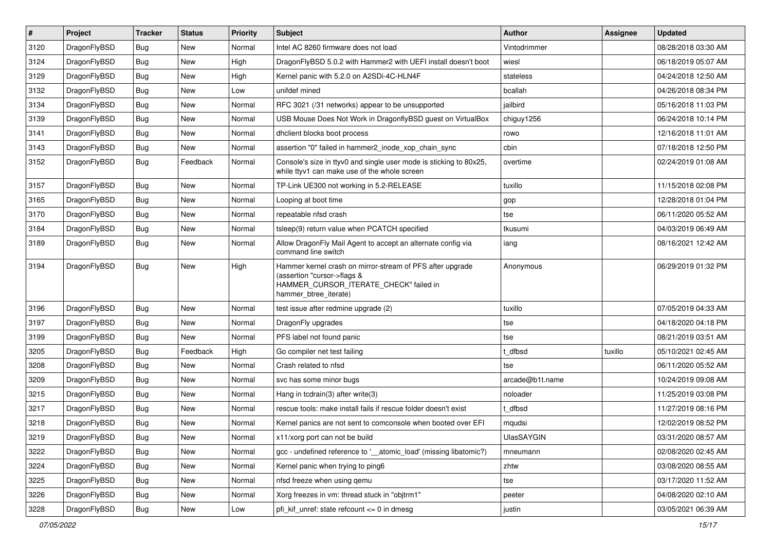| # | Project | Tracker | Status | Priority | Subject | Author | Assignee | Updated |
|---|---|---|---|---|---|---|---|---|
| 3120 | DragonFlyBSD | Bug | New | Normal | Intel AC 8260 firmware does not load | Vintodrimmer | | 08/28/2018 03:30 AM |
| 3124 | DragonFlyBSD | Bug | New | High | DragonFlyBSD 5.0.2 with Hammer2 with UEFI install doesn't boot | wiesl | | 06/18/2019 05:07 AM |
| 3129 | DragonFlyBSD | Bug | New | High | Kernel panic with 5.2.0 on A2SDi-4C-HLN4F | stateless | | 04/24/2018 12:50 AM |
| 3132 | DragonFlyBSD | Bug | New | Low | unifdef mined | bcallah | | 04/26/2018 08:34 PM |
| 3134 | DragonFlyBSD | Bug | New | Normal | RFC 3021 (/31 networks) appear to be unsupported | jailbird | | 05/16/2018 11:03 PM |
| 3139 | DragonFlyBSD | Bug | New | Normal | USB Mouse Does Not Work in DragonflyBSD guest on VirtualBox | chiguy1256 | | 06/24/2018 10:14 PM |
| 3141 | DragonFlyBSD | Bug | New | Normal | dhclient blocks boot process | rowo | | 12/16/2018 11:01 AM |
| 3143 | DragonFlyBSD | Bug | New | Normal | assertion "0" failed in hammer2_inode_xop_chain_sync | cbin | | 07/18/2018 12:50 PM |
| 3152 | DragonFlyBSD | Bug | Feedback | Normal | Console's size in ttyv0 and single user mode is sticking to 80x25, while ttyv1 can make use of the whole screen | overtime | | 02/24/2019 01:08 AM |
| 3157 | DragonFlyBSD | Bug | New | Normal | TP-Link UE300 not working in 5.2-RELEASE | tuxillo | | 11/15/2018 02:08 PM |
| 3165 | DragonFlyBSD | Bug | New | Normal | Looping at boot time | gop | | 12/28/2018 01:04 PM |
| 3170 | DragonFlyBSD | Bug | New | Normal | repeatable nfsd crash | tse | | 06/11/2020 05:52 AM |
| 3184 | DragonFlyBSD | Bug | New | Normal | tsleep(9) return value when PCATCH specified | tkusumi | | 04/03/2019 06:49 AM |
| 3189 | DragonFlyBSD | Bug | New | Normal | Allow DragonFly Mail Agent to accept an alternate config via command line switch | iang | | 08/16/2021 12:42 AM |
| 3194 | DragonFlyBSD | Bug | New | High | Hammer kernel crash on mirror-stream of PFS after upgrade (assertion "cursor->flags & HAMMER_CURSOR_ITERATE_CHECK" failed in hammer_btree_iterate) | Anonymous | | 06/29/2019 01:32 PM |
| 3196 | DragonFlyBSD | Bug | New | Normal | test issue after redmine upgrade (2) | tuxillo | | 07/05/2019 04:33 AM |
| 3197 | DragonFlyBSD | Bug | New | Normal | DragonFly upgrades | tse | | 04/18/2020 04:18 PM |
| 3199 | DragonFlyBSD | Bug | New | Normal | PFS label not found panic | tse | | 08/21/2019 03:51 AM |
| 3205 | DragonFlyBSD | Bug | Feedback | High | Go compiler net test failing | t_dfbsd | tuxillo | 05/10/2021 02:45 AM |
| 3208 | DragonFlyBSD | Bug | New | Normal | Crash related to nfsd | tse | | 06/11/2020 05:52 AM |
| 3209 | DragonFlyBSD | Bug | New | Normal | svc has some minor bugs | arcade@b1t.name | | 10/24/2019 09:08 AM |
| 3215 | DragonFlyBSD | Bug | New | Normal | Hang in tcdrain(3) after write(3) | noloader | | 11/25/2019 03:08 PM |
| 3217 | DragonFlyBSD | Bug | New | Normal | rescue tools: make install fails if rescue folder doesn't exist | t_dfbsd | | 11/27/2019 08:16 PM |
| 3218 | DragonFlyBSD | Bug | New | Normal | Kernel panics are not sent to comconsole when booted over EFI | mqudsi | | 12/02/2019 08:52 PM |
| 3219 | DragonFlyBSD | Bug | New | Normal | x11/xorg port can not be build | UlasSAYGIN | | 03/31/2020 08:57 AM |
| 3222 | DragonFlyBSD | Bug | New | Normal | gcc - undefined reference to '__atomic_load' (missing libatomic?) | mneumann | | 02/08/2020 02:45 AM |
| 3224 | DragonFlyBSD | Bug | New | Normal | Kernel panic when trying to ping6 | zhtw | | 03/08/2020 08:55 AM |
| 3225 | DragonFlyBSD | Bug | New | Normal | nfsd freeze when using qemu | tse | | 03/17/2020 11:52 AM |
| 3226 | DragonFlyBSD | Bug | New | Normal | Xorg freezes in vm: thread stuck in "objtrm1" | peeter | | 04/08/2020 02:10 AM |
| 3228 | DragonFlyBSD | Bug | New | Low | pfi_kif_unref: state refcount <= 0 in dmesg | justin | | 03/05/2021 06:39 AM |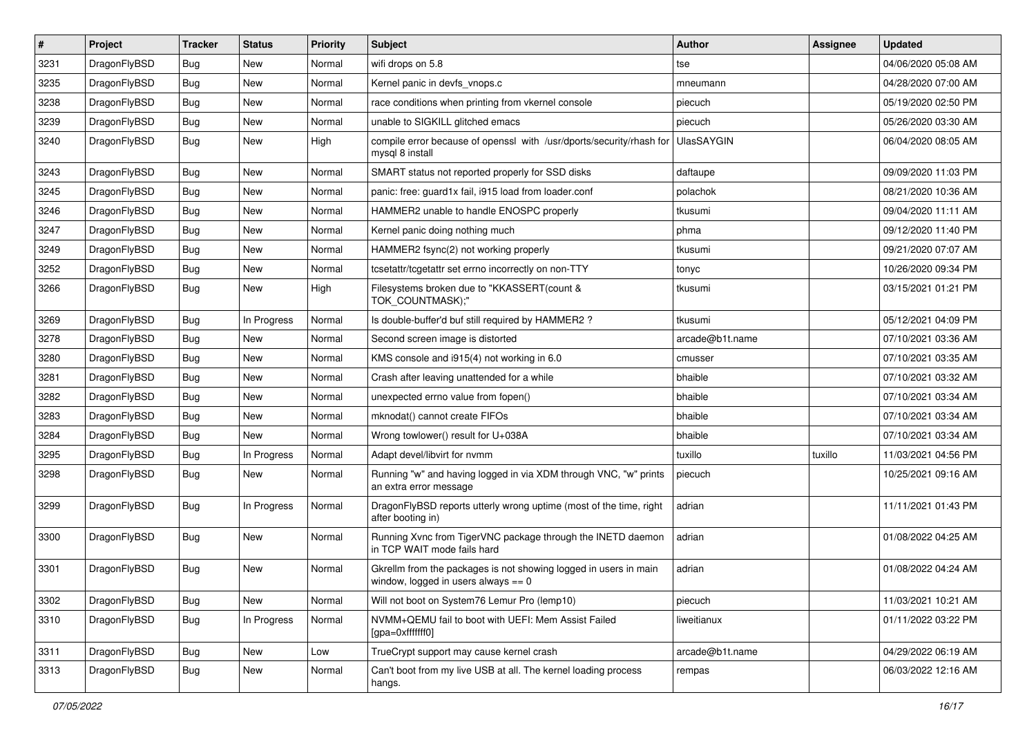| # | Project | Tracker | Status | Priority | Subject | Author | Assignee | Updated |
|---|---|---|---|---|---|---|---|---|
| 3231 | DragonFlyBSD | Bug | New | Normal | wifi drops on 5.8 | tse | | 04/06/2020 05:08 AM |
| 3235 | DragonFlyBSD | Bug | New | Normal | Kernel panic in devfs_vnops.c | mneumann | | 04/28/2020 07:00 AM |
| 3238 | DragonFlyBSD | Bug | New | Normal | race conditions when printing from vkernel console | piecuch | | 05/19/2020 02:50 PM |
| 3239 | DragonFlyBSD | Bug | New | Normal | unable to SIGKILL glitched emacs | piecuch | | 05/26/2020 03:30 AM |
| 3240 | DragonFlyBSD | Bug | New | High | compile error because of openssl with /usr/dports/security/rhash for mysql 8 install | UlasSAYGIN | | 06/04/2020 08:05 AM |
| 3243 | DragonFlyBSD | Bug | New | Normal | SMART status not reported properly for SSD disks | daftaupe | | 09/09/2020 11:03 PM |
| 3245 | DragonFlyBSD | Bug | New | Normal | panic: free: guard1x fail, i915 load from loader.conf | polachok | | 08/21/2020 10:36 AM |
| 3246 | DragonFlyBSD | Bug | New | Normal | HAMMER2 unable to handle ENOSPC properly | tkusumi | | 09/04/2020 11:11 AM |
| 3247 | DragonFlyBSD | Bug | New | Normal | Kernel panic doing nothing much | phma | | 09/12/2020 11:40 PM |
| 3249 | DragonFlyBSD | Bug | New | Normal | HAMMER2 fsync(2) not working properly | tkusumi | | 09/21/2020 07:07 AM |
| 3252 | DragonFlyBSD | Bug | New | Normal | tcsetattr/tcgetattr set errno incorrectly on non-TTY | tonyc | | 10/26/2020 09:34 PM |
| 3266 | DragonFlyBSD | Bug | New | High | Filesystems broken due to "KKASSERT(count & TOK_COUNTMASK);" | tkusumi | | 03/15/2021 01:21 PM |
| 3269 | DragonFlyBSD | Bug | In Progress | Normal | Is double-buffer'd buf still required by HAMMER2 ? | tkusumi | | 05/12/2021 04:09 PM |
| 3278 | DragonFlyBSD | Bug | New | Normal | Second screen image is distorted | arcade@b1t.name | | 07/10/2021 03:36 AM |
| 3280 | DragonFlyBSD | Bug | New | Normal | KMS console and i915(4) not working in 6.0 | cmusser | | 07/10/2021 03:35 AM |
| 3281 | DragonFlyBSD | Bug | New | Normal | Crash after leaving unattended for a while | bhaible | | 07/10/2021 03:32 AM |
| 3282 | DragonFlyBSD | Bug | New | Normal | unexpected errno value from fopen() | bhaible | | 07/10/2021 03:34 AM |
| 3283 | DragonFlyBSD | Bug | New | Normal | mknodat() cannot create FIFOs | bhaible | | 07/10/2021 03:34 AM |
| 3284 | DragonFlyBSD | Bug | New | Normal | Wrong towlower() result for U+038A | bhaible | | 07/10/2021 03:34 AM |
| 3295 | DragonFlyBSD | Bug | In Progress | Normal | Adapt devel/libvirt for nvmm | tuxillo | tuxillo | 11/03/2021 04:56 PM |
| 3298 | DragonFlyBSD | Bug | New | Normal | Running "w" and having logged in via XDM through VNC, "w" prints an extra error message | piecuch | | 10/25/2021 09:16 AM |
| 3299 | DragonFlyBSD | Bug | In Progress | Normal | DragonFlyBSD reports utterly wrong uptime (most of the time, right after booting in) | adrian | | 11/11/2021 01:43 PM |
| 3300 | DragonFlyBSD | Bug | New | Normal | Running Xvnc from TigerVNC package through the INETD daemon in TCP WAIT mode fails hard | adrian | | 01/08/2022 04:25 AM |
| 3301 | DragonFlyBSD | Bug | New | Normal | Gkrellm from the packages is not showing logged in users in main window, logged in users always == 0 | adrian | | 01/08/2022 04:24 AM |
| 3302 | DragonFlyBSD | Bug | New | Normal | Will not boot on System76 Lemur Pro (lemp10) | piecuch | | 11/03/2021 10:21 AM |
| 3310 | DragonFlyBSD | Bug | In Progress | Normal | NVMM+QEMU fail to boot with UEFI: Mem Assist Failed [gpa=0xfffffff0] | liweitianux | | 01/11/2022 03:22 PM |
| 3311 | DragonFlyBSD | Bug | New | Low | TrueCrypt support may cause kernel crash | arcade@b1t.name | | 04/29/2022 06:19 AM |
| 3313 | DragonFlyBSD | Bug | New | Normal | Can't boot from my live USB at all. The kernel loading process hangs. | rempas | | 06/03/2022 12:16 AM |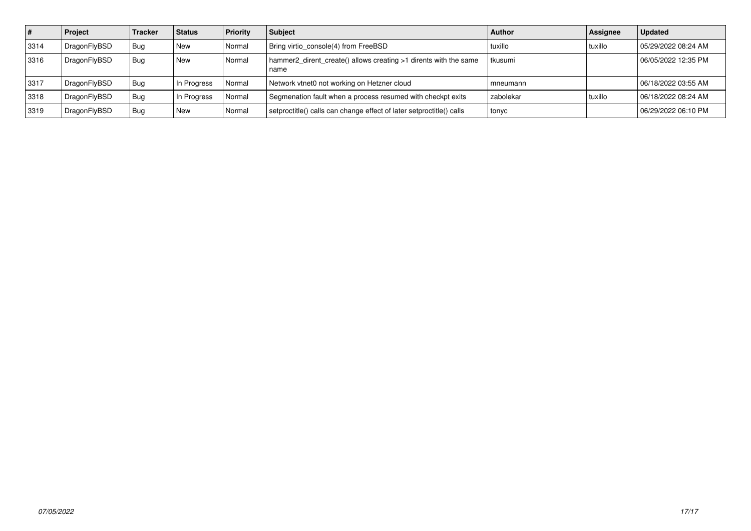| # | Project | Tracker | Status | Priority | Subject | Author | Assignee | Updated |
|---|---|---|---|---|---|---|---|---|
| 3314 | DragonFlyBSD | Bug | New | Normal | Bring virtio_console(4) from FreeBSD | tuxillo | tuxillo | 05/29/2022 08:24 AM |
| 3316 | DragonFlyBSD | Bug | New | Normal | hammer2_dirent_create() allows creating >1 dirents with the same name | tkusumi | | 06/05/2022 12:35 PM |
| 3317 | DragonFlyBSD | Bug | In Progress | Normal | Network vtnet0 not working on Hetzner cloud | mneumann | | 06/18/2022 03:55 AM |
| 3318 | DragonFlyBSD | Bug | In Progress | Normal | Segmenation fault when a process resumed with checkpt exits | zabolekar | tuxillo | 06/18/2022 08:24 AM |
| 3319 | DragonFlyBSD | Bug | New | Normal | setproctitle() calls can change effect of later setproctitle() calls | tonyc | | 06/29/2022 06:10 PM |